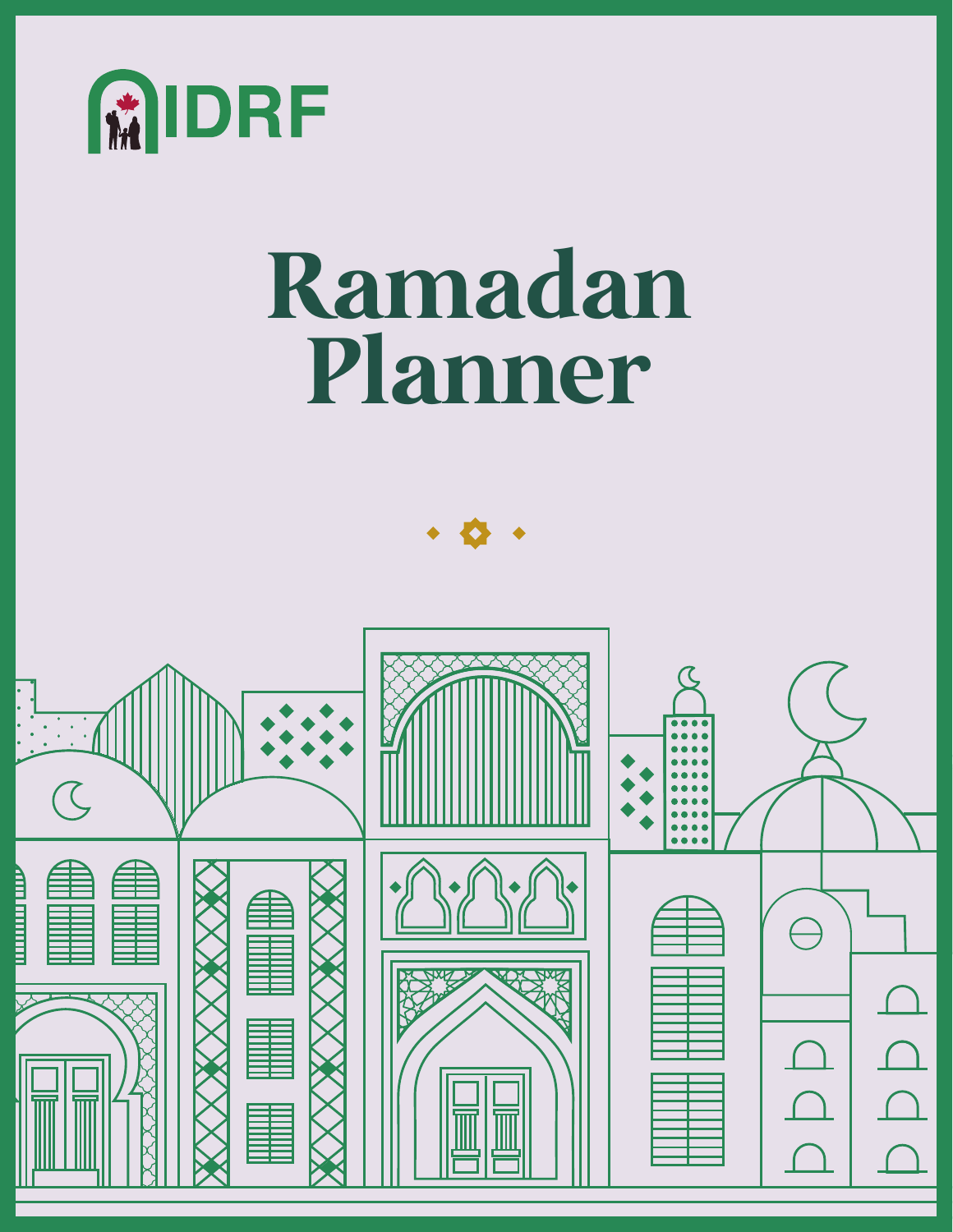IDRF

# Ramadan Planner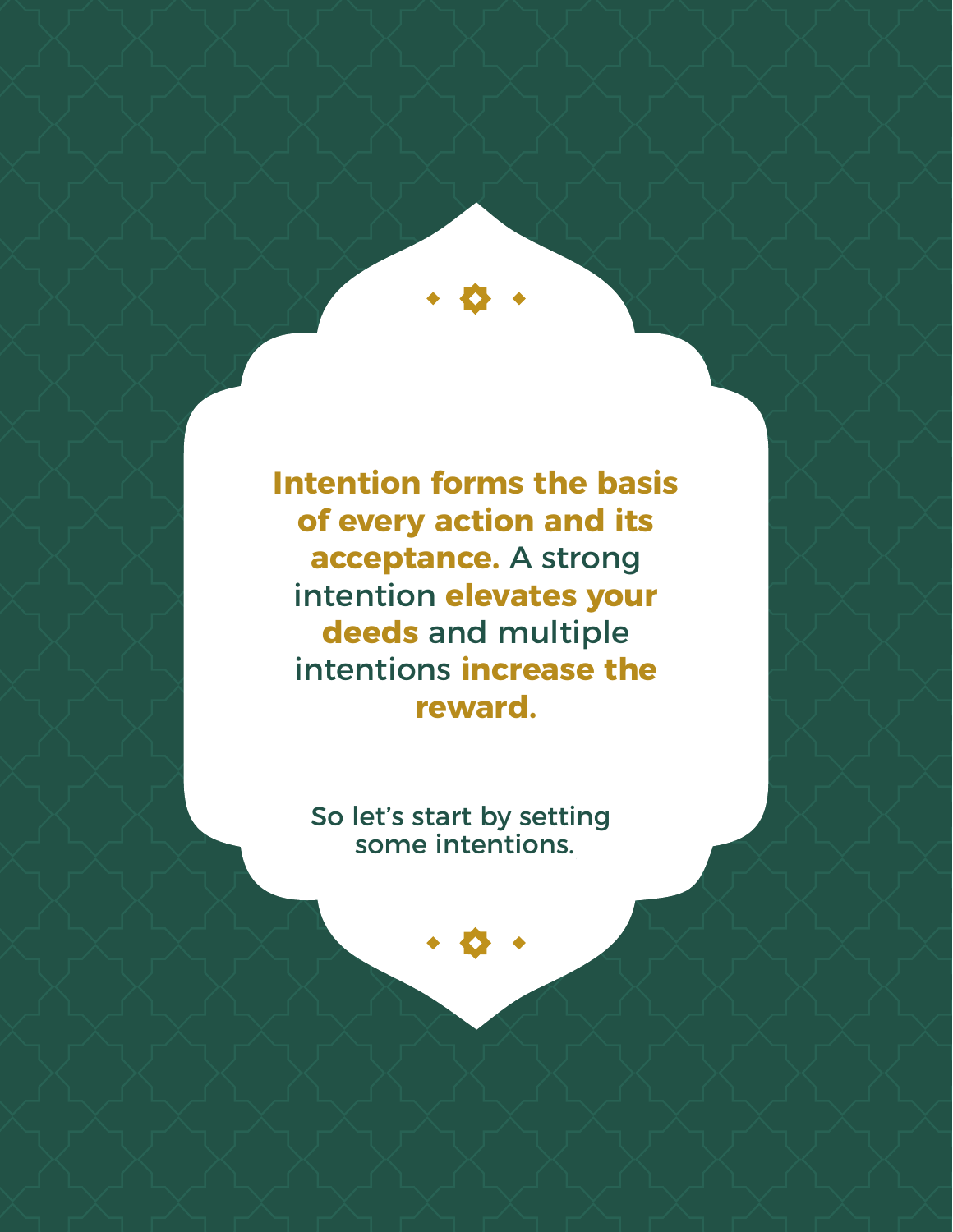**Intention forms the basis of every action and its acceptance.** A strong intention **elevates your deeds** and multiple intentions **increase the reward.**

So let's start by setting some intentions.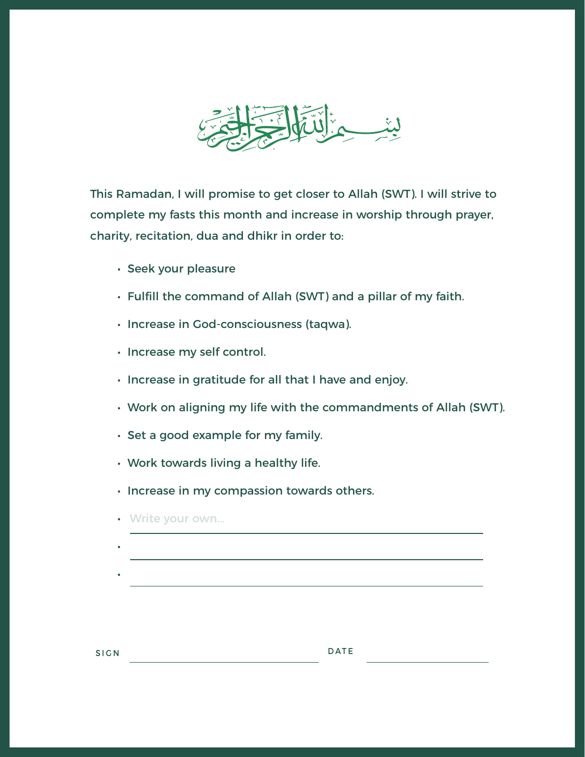بِسْمِ ٱللَّٰهِ ٱلرَّحْمَٰنِ ٱلرَّحِيمِ

This Ramadan, I will promise to get closer to Allah (SWT). I will strive to complete my fasts this month and increase in worship through prayer, charity, recitation, dua and dhikr in order to:

- Seek your pleasure
- Fulfill the command of Allah (SWT) and a pillar of my faith.
- Increase in God-consciousness (taqwa).
- Increase my self control.
- Increase in gratitude for all that I have and enjoy.
- Work on aligning my life with the commandments of Allah (SWT).
- Set a good example for my family.
- Work towards living a healthy life.
- Increase in my compassion towards others.
- Write your own... ______________________________
- ______________________________
- ______________________________

SIGN ______________________ DATE ______________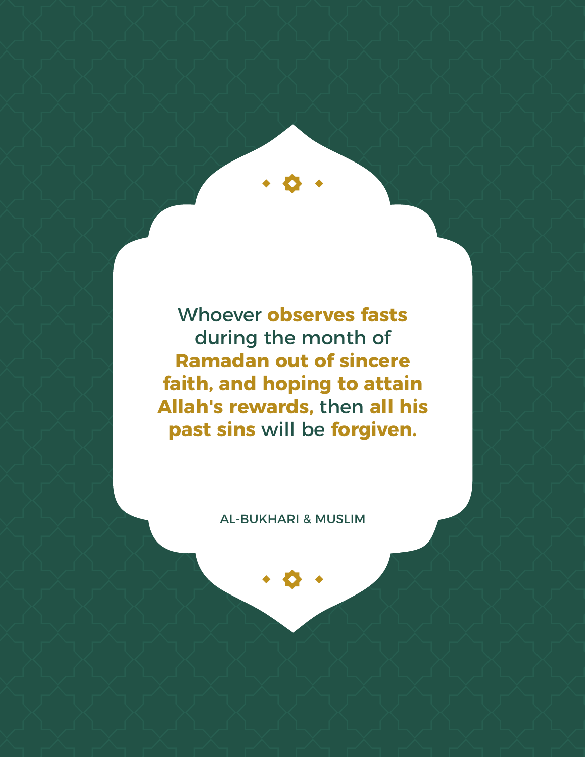Whoever **observes fasts** during the month of **Ramadan out of sincere faith, and hoping to attain Allah's rewards,** then **all his past sins** will be **forgiven.**

AL-BUKHARI & MUSLIM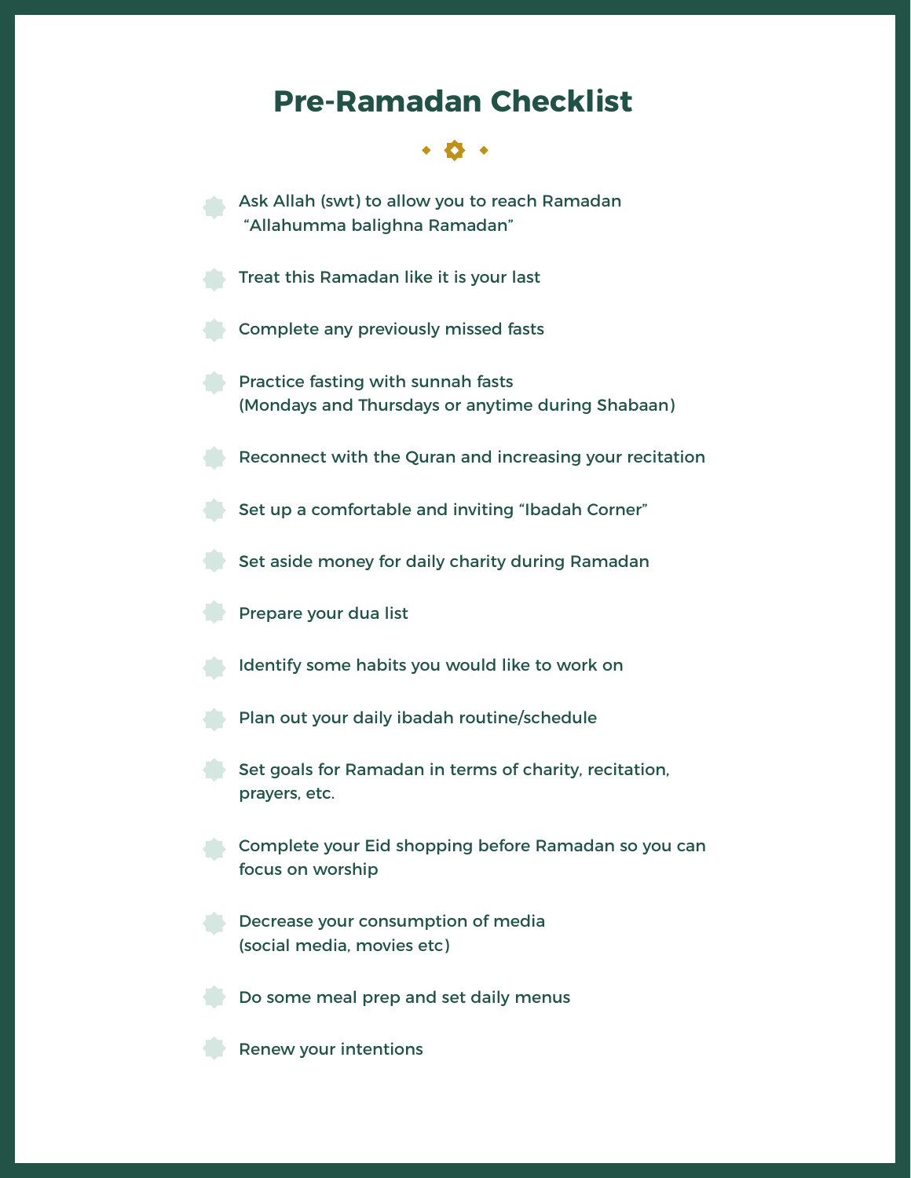# Pre-Ramadan Checklist

- Ask Allah (swt) to allow you to reach Ramadan "Allahumma balighna Ramadan"
- Treat this Ramadan like it is your last
- Complete any previously missed fasts
- Practice fasting with sunnah fasts (Mondays and Thursdays or anytime during Shabaan)
- Reconnect with the Quran and increasing your recitation
- Set up a comfortable and inviting "Ibadah Corner"
- Set aside money for daily charity during Ramadan
- Prepare your dua list
- Identify some habits you would like to work on
- Plan out your daily ibadah routine/schedule
- Set goals for Ramadan in terms of charity, recitation, prayers, etc.
- Complete your Eid shopping before Ramadan so you can focus on worship
- Decrease your consumption of media (social media, movies etc)
- Do some meal prep and set daily menus
- Renew your intentions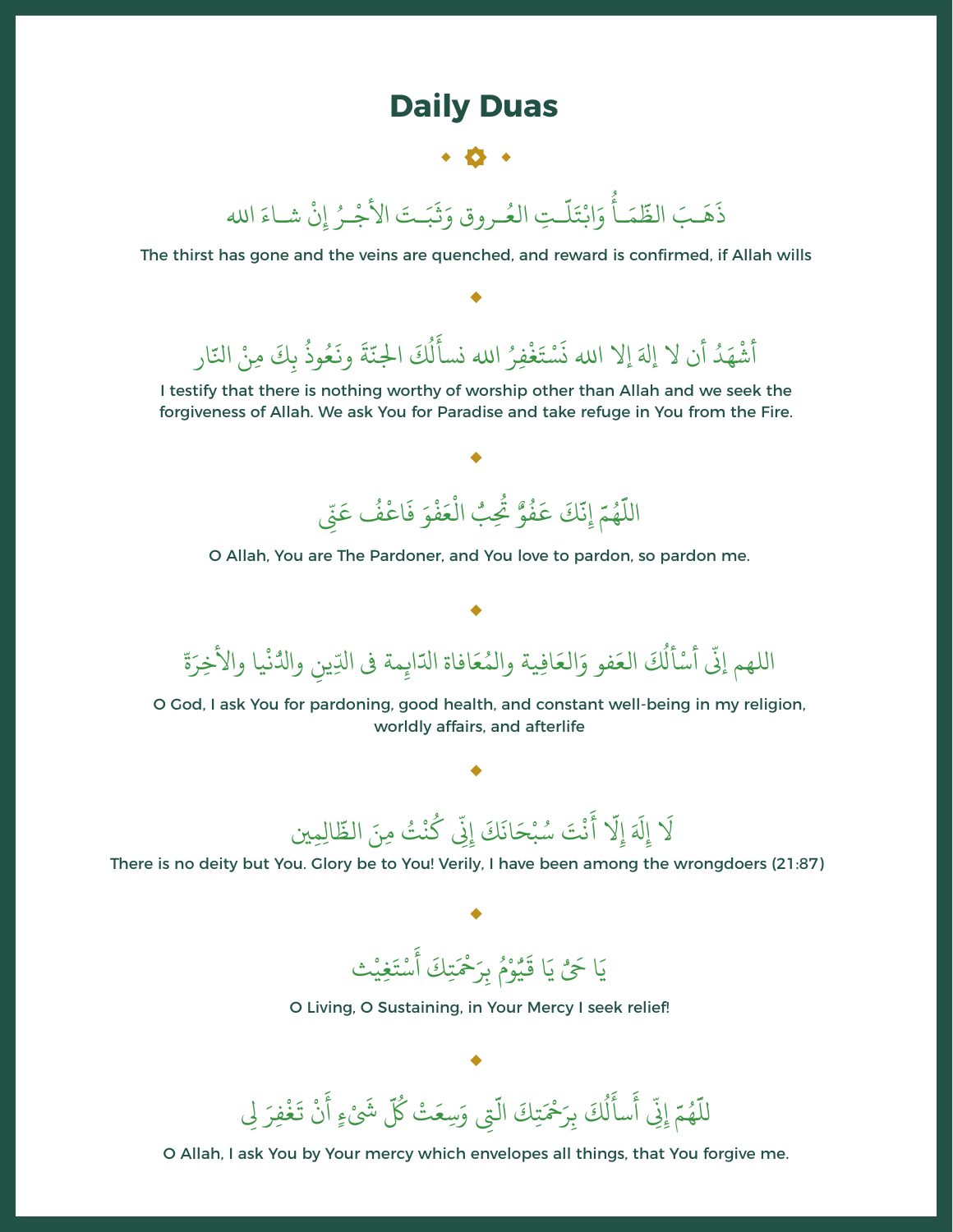# Daily Duas

ذَهَـبَ الظَّمَـأُ وَابْتَلَّـتِ العُـروق وَثَبَـتَ الأَجْـرُ إِنْ شـاءَ الله

The thirst has gone and the veins are quenched, and reward is confirmed, if Allah wills

أَشْهَدُ أن لا إلهَ إلا الله نَسْتَغْفِرُ الله نسأَلُكَ الجنّةَ ونَعُوذُ بِكَ مِنْ النّار

I testify that there is nothing worthy of worship other than Allah and we seek the forgiveness of Allah. We ask You for Paradise and take refuge in You from the Fire.

اللّٰهُمّ إِنّكَ عَفُوٌّ تُحِبُّ الْعَفْوَ فَاعْفُ عَنّي

O Allah, You are The Pardoner, and You love to pardon, so pardon me.

اللهم إنّى أسْألُكَ العَفو وَالعَافِية والمُعَافاة الدّايِمة فى الدّينِ والدُنْيا والأخِرَةْ

O God, I ask You for pardoning, good health, and constant well-being in my religion, worldly affairs, and afterlife

لَا إِلَهَ إِلّا أَنْتَ سُبْحَانَكَ إِنِّي كُنْتُ مِنَ الظّالِمِين

There is no deity but You. Glory be to You! Verily, I have been among the wrongdoers (21:87)

يَا حَيُّ يَا قَيُّومُ بِرَحْمَتِكَ أَسْتَغِيْث

O Living, O Sustaining, in Your Mercy I seek relief!

للّٰهُمّ إِنِّي أَسأَلُكَ بِرَحْمَتِكَ الّتِي وَسِعَتْ كُلّ شَيْءٍ أَنْ تَغْفِرَ لِي

O Allah, I ask You by Your mercy which envelopes all things, that You forgive me.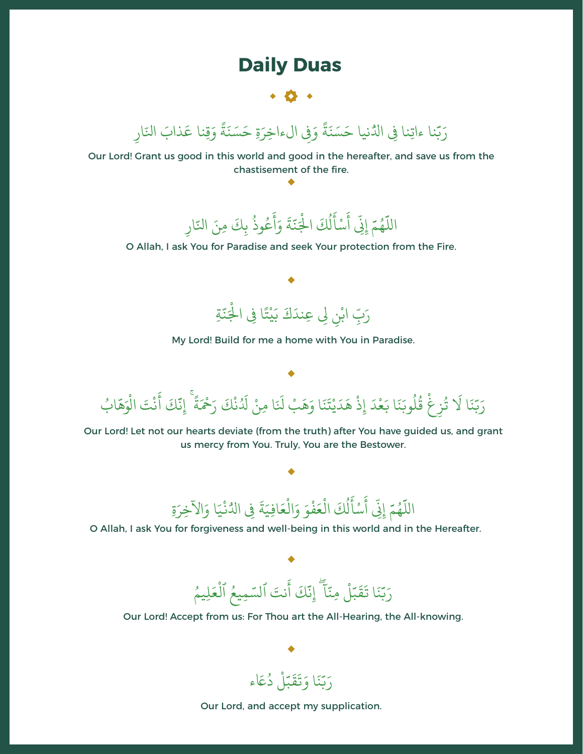# Daily Duas

رَبّنا ءاتِنا فِى الدُنيا حَسَنَةً وَفِى ال ءاخِرَةِ حَسَنَةً وَقِنا عَذابَ النّارِ

Our Lord! Grant us good in this world and good in the hereafter, and save us from the chastisement of the fire.

اللّهُمّ إِنِّى أَسْأَلُكَ الْجَنّةَ وَأَعُوذُ بِكَ مِنَ النّارِ

O Allah, I ask You for Paradise and seek Your protection from the Fire.

رَبِّ ابْنِ لِى عِندَكَ بَيْتًا فِى الْجَنّةِ

My Lord! Build for me a home with You in Paradise.

رَبّنَا لَا تُزِغْ قُلُوبَنَا بَعْدَ إِذْ هَدَيْتَنَا وَهَبْ لَنَا مِنْ لَدُنْكَ رَحْمَةً ۚ إِنّكَ أَنْتَ الْوَهّابُ

Our Lord! Let not our hearts deviate (from the truth) after You have guided us, and grant us mercy from You. Truly, You are the Bestower.

اللّهُمّ إِنِّى أَسْأَلُكَ الْعَفْوَ وَالْعَافِيَةَ فِى الدُنْيَا وَالآخِرَةِ

O Allah, I ask You for forgiveness and well-being in this world and in the Hereafter.

رَبّنَا تَقَبّلْ مِنّآ ۖ إِنّكَ أَنتَ ٱلسّمِيعُ ٱلْعَلِيمُ

Our Lord! Accept from us: For Thou art the All-Hearing, the All-knowing.

رَبّنَا وَتَقَبّلْ دُعَاء

Our Lord, and accept my supplication.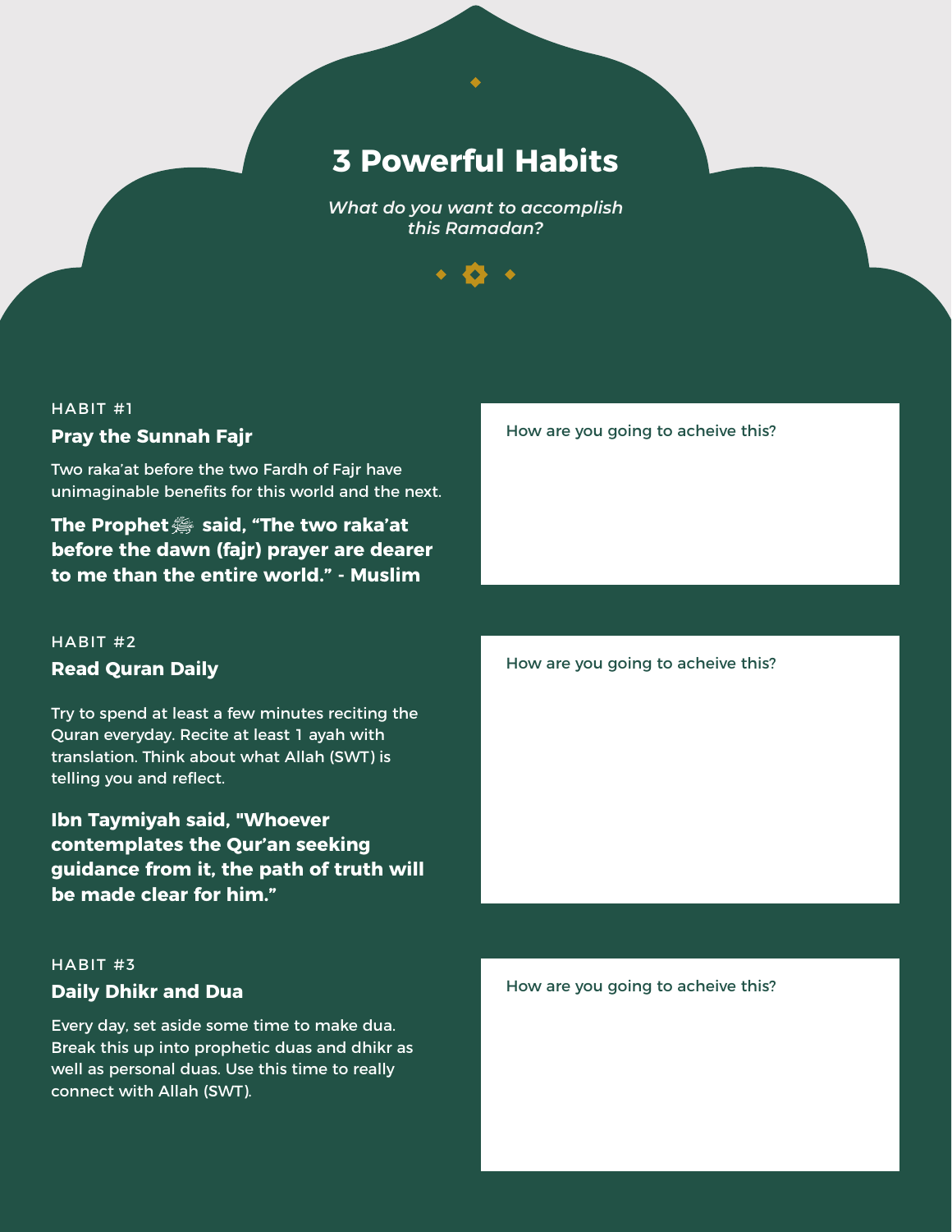# 3 Powerful Habits

*What do you want to accomplish this Ramadan?*

HABIT #1

## Pray the Sunnah Fajr

Two raka'at before the two Fardh of Fajr have unimaginable benefits for this world and the next.

**The Prophet ﷺ said, "The two raka'at before the dawn (fajr) prayer are dearer to me than the entire world." - Muslim**

How are you going to acheive this?

HABIT #2

## Read Quran Daily

Try to spend at least a few minutes reciting the Quran everyday. Recite at least 1 ayah with translation. Think about what Allah (SWT) is telling you and reflect.

**Ibn Taymiyah said, "Whoever contemplates the Qur'an seeking guidance from it, the path of truth will be made clear for him."**

How are you going to acheive this?

HABIT #3

## Daily Dhikr and Dua

Every day, set aside some time to make dua. Break this up into prophetic duas and dhikr as well as personal duas. Use this time to really connect with Allah (SWT).

How are you going to acheive this?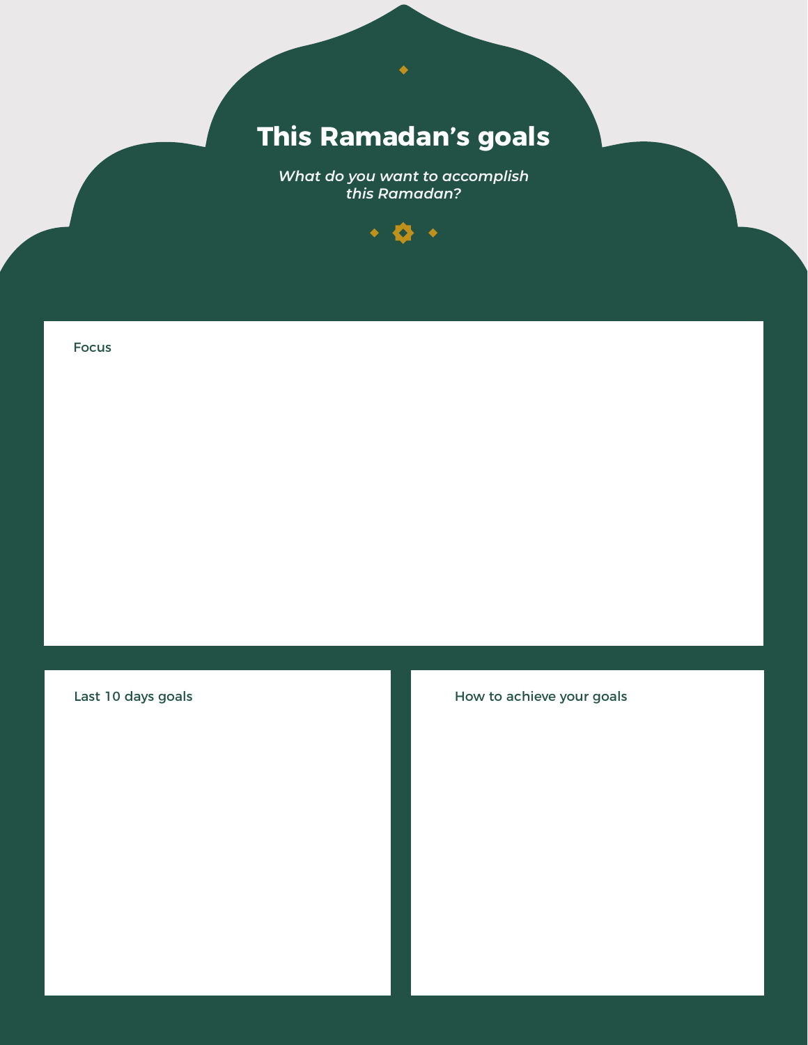# This Ramadan's goals

*What do you want to accomplish this Ramadan?*

Focus

Last 10 days goals

How to achieve your goals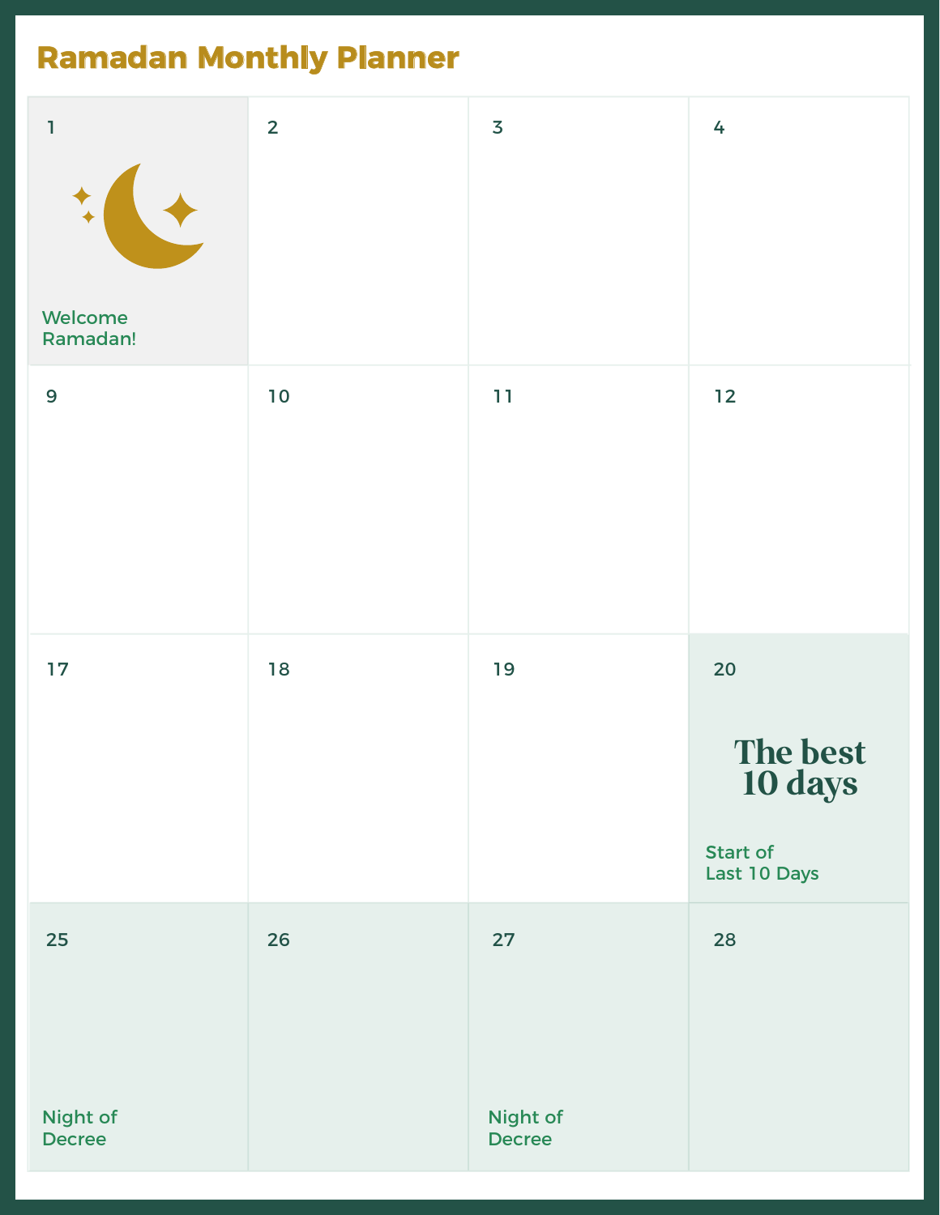# Ramadan Monthly Planner

| | | | |
|---|---|---|---|
| 1<br>Welcome Ramadan! | 2 | 3 | 4 |
| 9 | 10 | 11 | 12 |
| 17 | 18 | 19 | 20<br>**The best 10 days**<br>Start of Last 10 Days |
| 25<br>Night of Decree | 26 | 27<br>Night of Decree | 28 |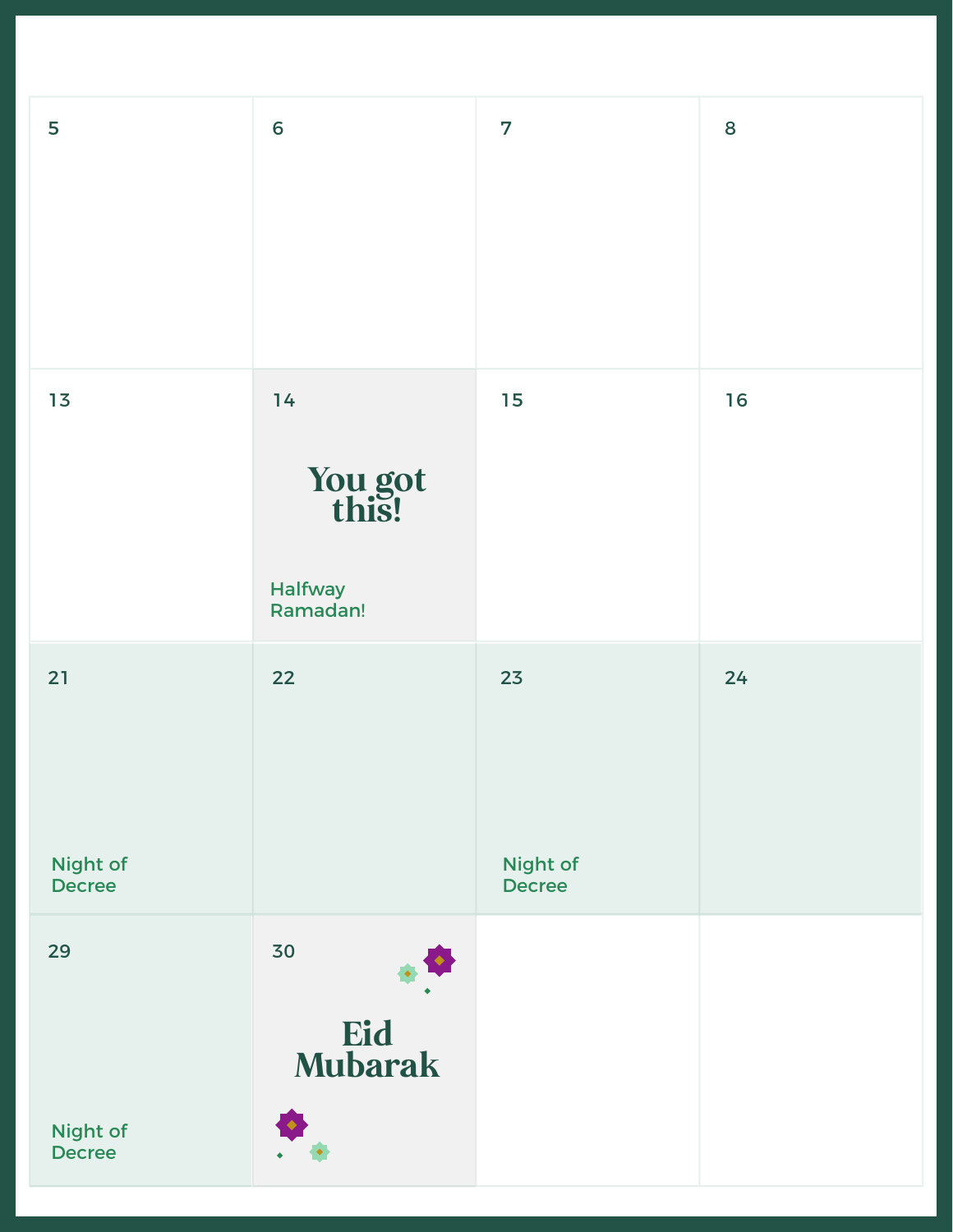| | | | |
|---|---|---|---|
| 5 | 6 | 7 | 8 |
| 13 | 14<br>**You got this!**<br>Halfway Ramadan! | 15 | 16 |
| 21<br>Night of Decree | 22 | 23<br>Night of Decree | 24 |
| 29<br>Night of Decree | 30<br>**Eid Mubarak** | | |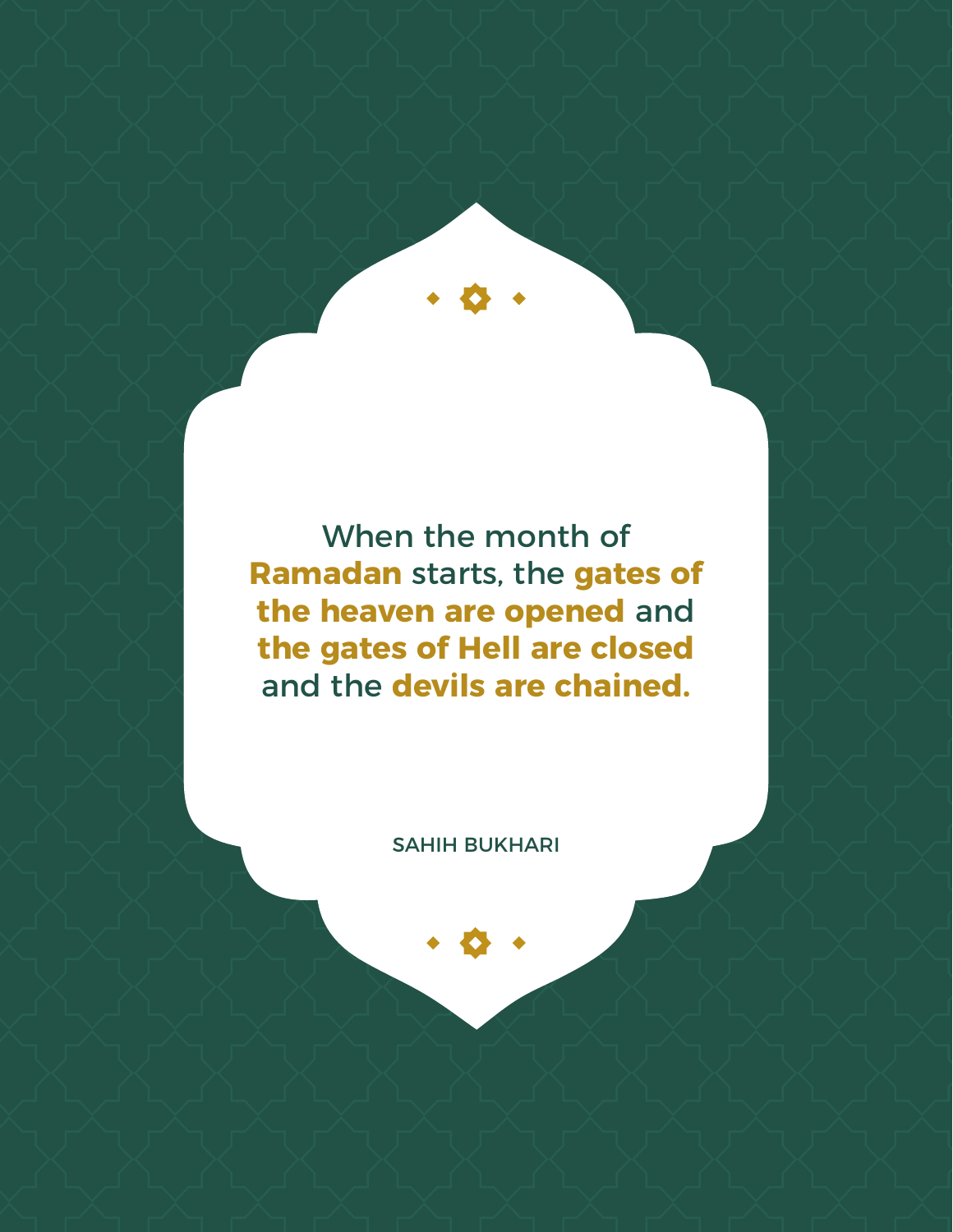When the month of **Ramadan** starts, the **gates of the heaven are opened** and **the gates of Hell are closed** and the **devils are chained.**

SAHIH BUKHARI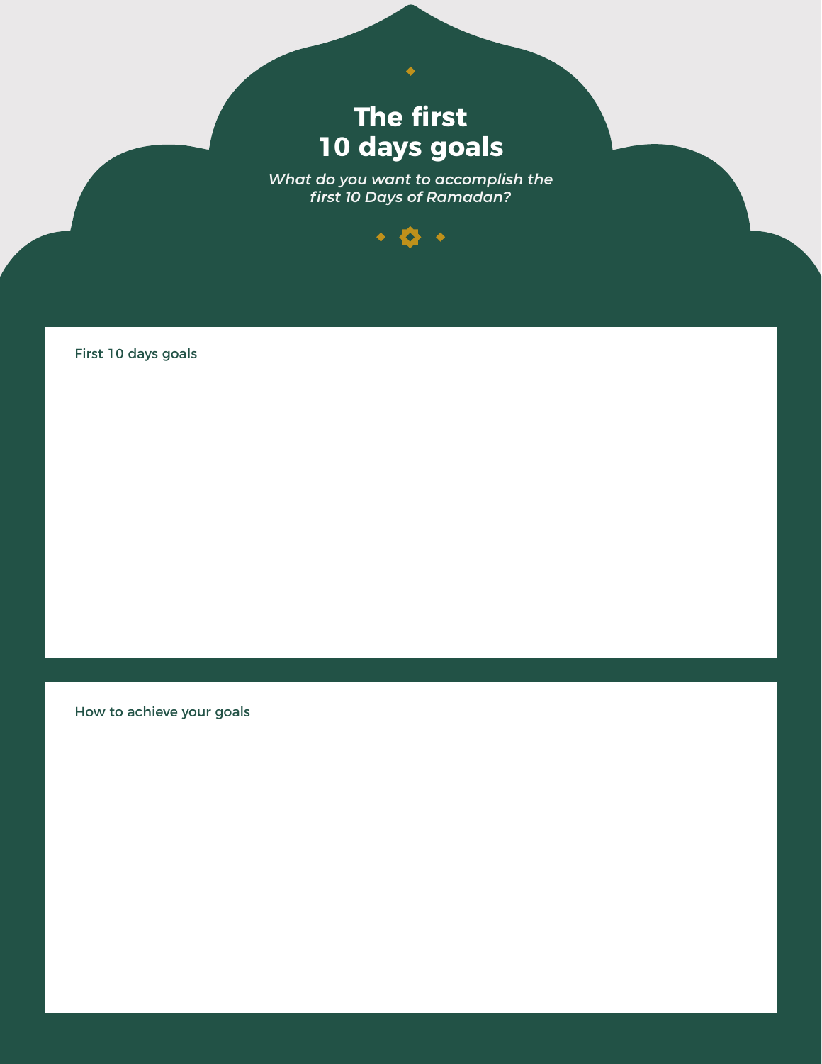# The first 10 days goals

*What do you want to accomplish the first 10 Days of Ramadan?*

First 10 days goals

How to achieve your goals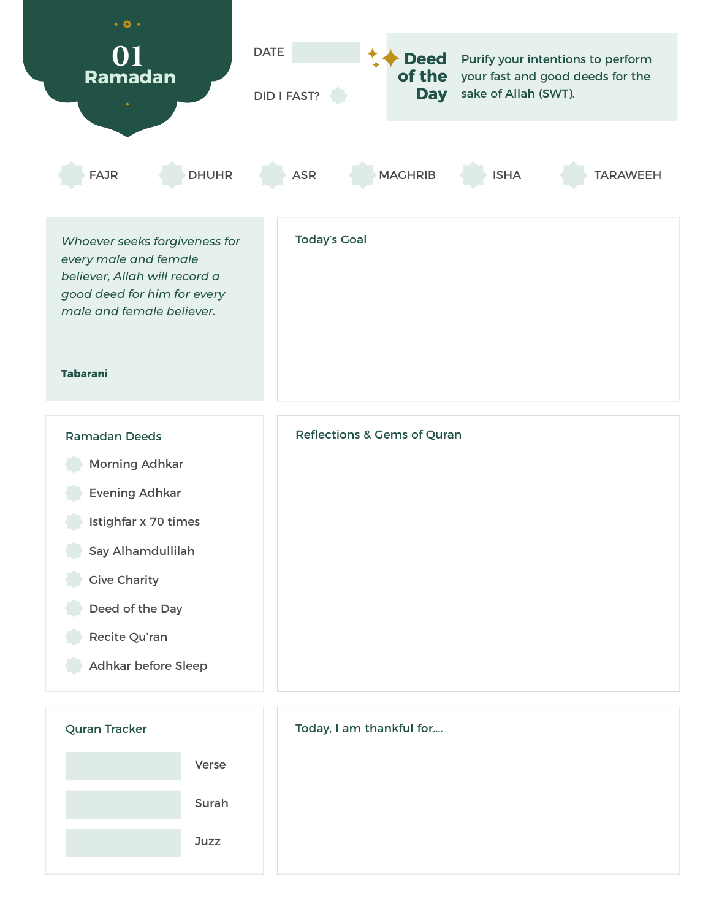# 01 Ramadan

DATE

DID I FAST?

**Deed of the Day**

Purify your intentions to perform your fast and good deeds for the sake of Allah (SWT).

FAJR DHUHR ASR MAGHRIB ISHA TARAWEEH

*Whoever seeks forgiveness for every male and female believer, Allah will record a good deed for him for every male and female believer.*

**Tabarani**

## Today's Goal

## Ramadan Deeds

- Morning Adhkar
- Evening Adhkar
- Istighfar x 70 times
- Say Alhamdullilah
- Give Charity
- Deed of the Day
- Recite Qu'ran
- Adhkar before Sleep

## Reflections & Gems of Quran

## Quran Tracker

Verse

Surah

Juzz

## Today, I am thankful for....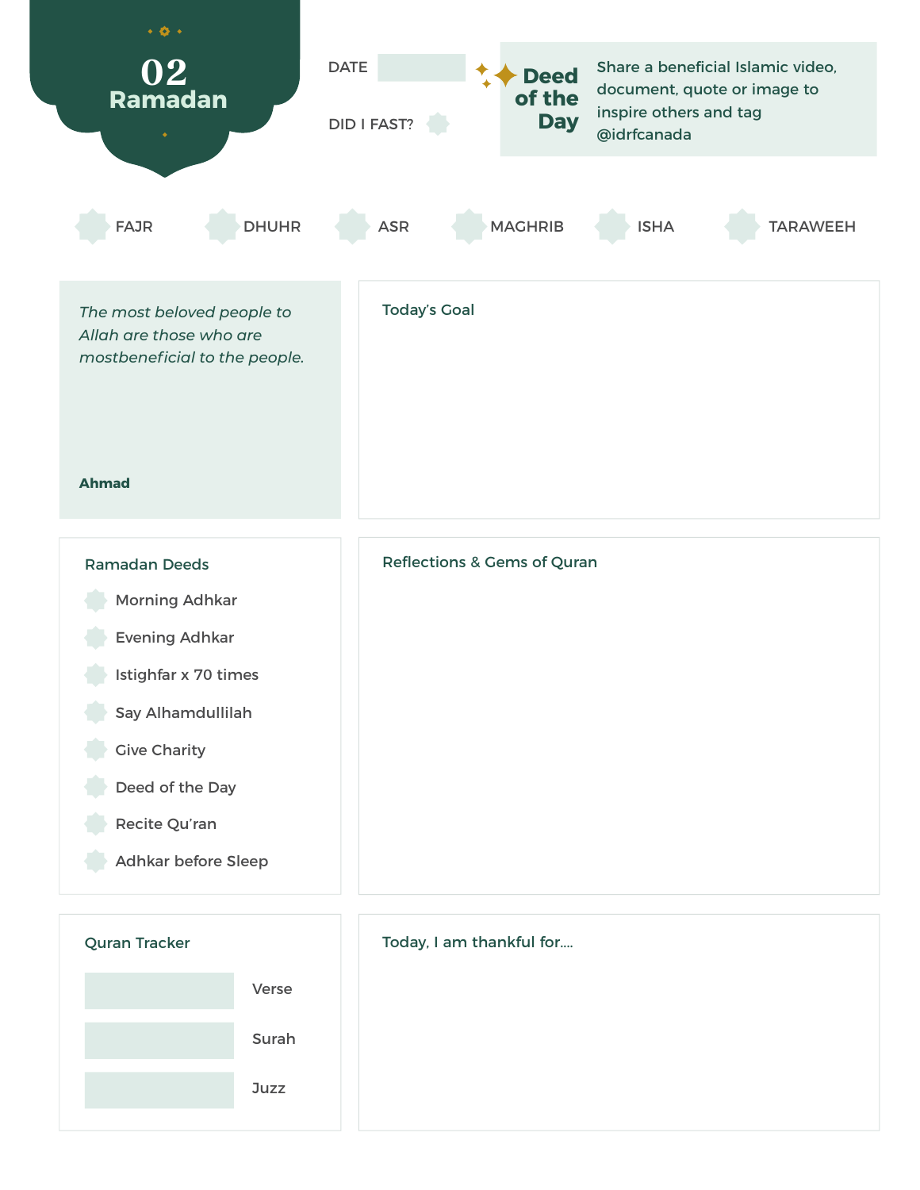# 02 Ramadan

DATE

DID I FAST?

**Deed of the Day**

Share a beneficial Islamic video, document, quote or image to inspire others and tag @idrfcanada

- FAJR
- DHUHR
- ASR
- MAGHRIB
- ISHA
- TARAWEEH

*The most beloved people to Allah are those who are mostbeneficial to the people.*

**Ahmad**

## Today's Goal

## Ramadan Deeds

- Morning Adhkar
- Evening Adhkar
- Istighfar x 70 times
- Say Alhamdullilah
- Give Charity
- Deed of the Day
- Recite Qu'ran
- Adhkar before Sleep

## Reflections & Gems of Quran

## Quran Tracker

- Verse
- Surah
- Juzz

## Today, I am thankful for....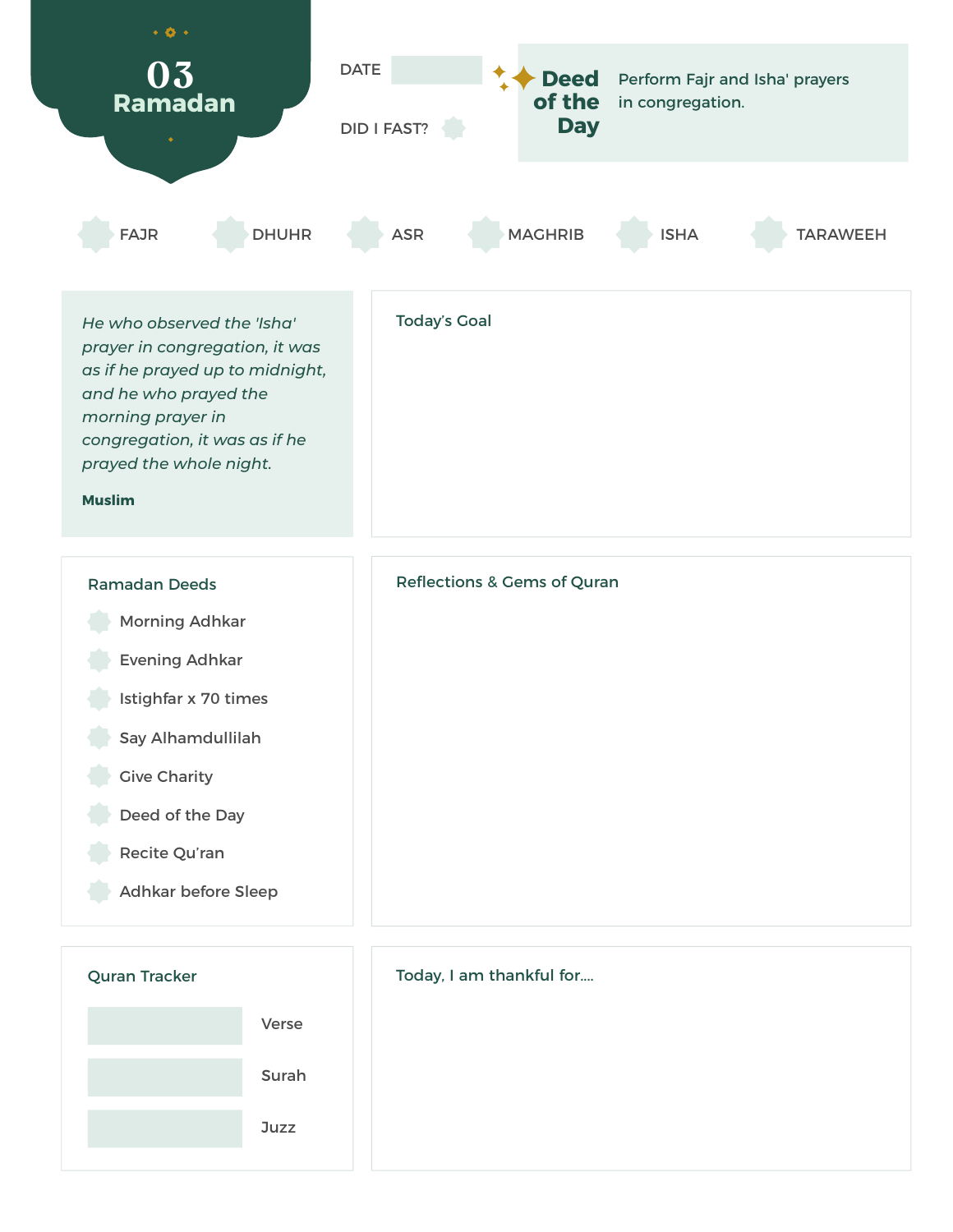# 03 Ramadan

DATE

DID I FAST?

**Deed of the Day**

Perform Fajr and Isha' prayers in congregation.

- FAJR
- DHUHR
- ASR
- MAGHRIB
- ISHA
- TARAWEEH

*He who observed the 'Isha' prayer in congregation, it was as if he prayed up to midnight, and he who prayed the morning prayer in congregation, it was as if he prayed the whole night.*

**Muslim**

## Today's Goal

## Ramadan Deeds

- Morning Adhkar
- Evening Adhkar
- Istighfar x 70 times
- Say Alhamdullilah
- Give Charity
- Deed of the Day
- Recite Qu'ran
- Adhkar before Sleep

## Reflections & Gems of Quran

## Quran Tracker

- Verse
- Surah
- Juzz

## Today, I am thankful for....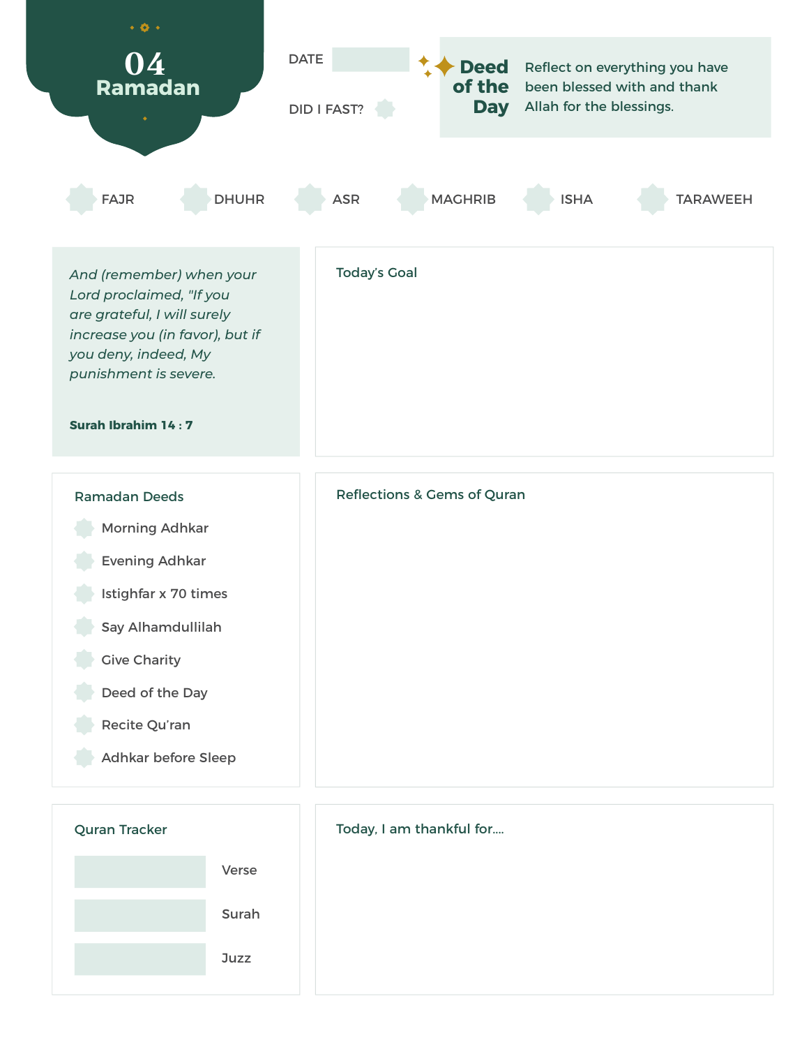# 04 Ramadan

DATE

DID I FAST?

**Deed of the Day**

Reflect on everything you have been blessed with and thank Allah for the blessings.

FAJR DHUHR ASR MAGHRIB ISHA TARAWEEH

*And (remember) when your Lord proclaimed, "If you are grateful, I will surely increase you (in favor), but if you deny, indeed, My punishment is severe.*

**Surah Ibrahim 14 : 7**

## Today's Goal

## Ramadan Deeds

- Morning Adhkar
- Evening Adhkar
- Istighfar x 70 times
- Say Alhamdullilah
- Give Charity
- Deed of the Day
- Recite Qu'ran
- Adhkar before Sleep

## Reflections & Gems of Quran

## Quran Tracker

Verse

Surah

Juzz

## Today, I am thankful for....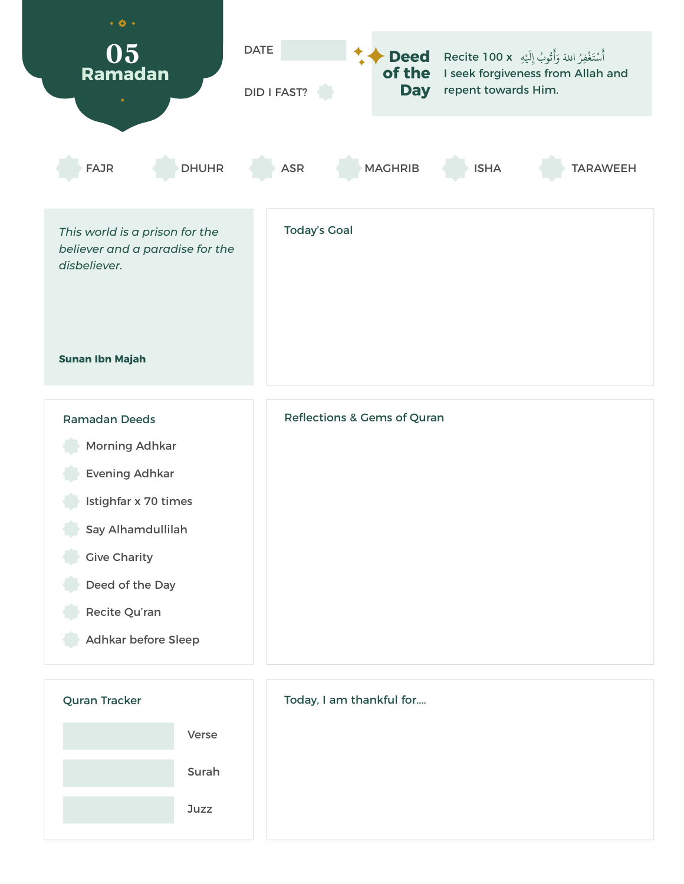# 05 Ramadan

DATE

DID I FAST?

**Deed of the Day**

Recite 100 x أَسْتَغْفِرُ اللهَ وَأَتُوبُ إِلَيْهِ
I seek forgiveness from Allah and repent towards Him.

FAJR | DHUHR | ASR | MAGHRIB | ISHA | TARAWEEH

*This world is a prison for the believer and a paradise for the disbeliever.*

**Sunan Ibn Majah**

## Today's Goal

## Ramadan Deeds

- Morning Adhkar
- Evening Adhkar
- Istighfar x 70 times
- Say Alhamdullilah
- Give Charity
- Deed of the Day
- Recite Qu'ran
- Adhkar before Sleep

## Reflections & Gems of Quran

## Quran Tracker

Verse

Surah

Juzz

## Today, I am thankful for....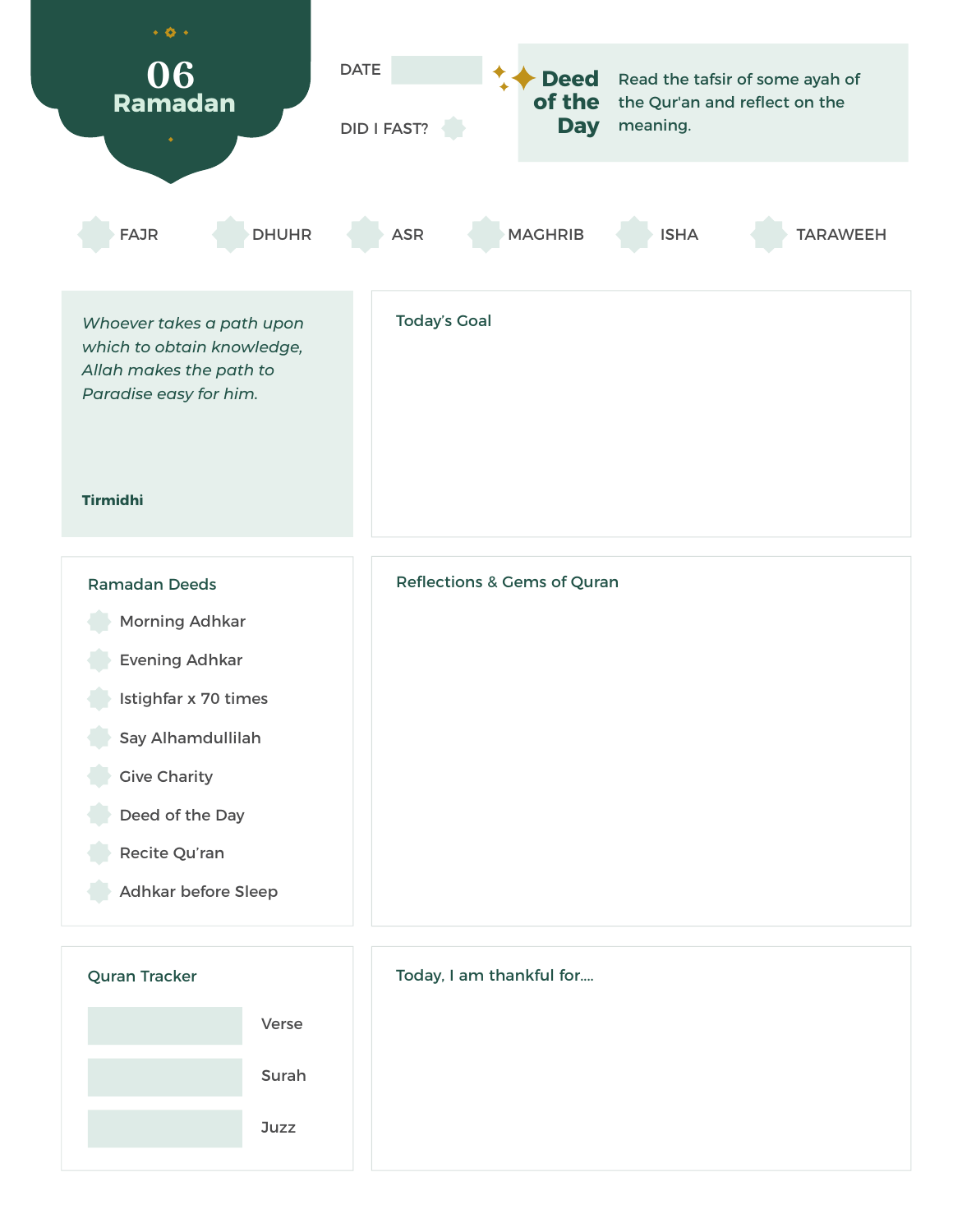# 06 Ramadan

DATE

DID I FAST?

**Deed of the Day**

Read the tafsir of some ayah of the Qur'an and reflect on the meaning.

- FAJR
- DHUHR
- ASR
- MAGHRIB
- ISHA
- TARAWEEH

*Whoever takes a path upon which to obtain knowledge, Allah makes the path to Paradise easy for him.*

**Tirmidhi**

## Today's Goal

## Ramadan Deeds

- Morning Adhkar
- Evening Adhkar
- Istighfar x 70 times
- Say Alhamdullilah
- Give Charity
- Deed of the Day
- Recite Qu'ran
- Adhkar before Sleep

## Reflections & Gems of Quran

## Quran Tracker

- Verse
- Surah
- Juzz

## Today, I am thankful for....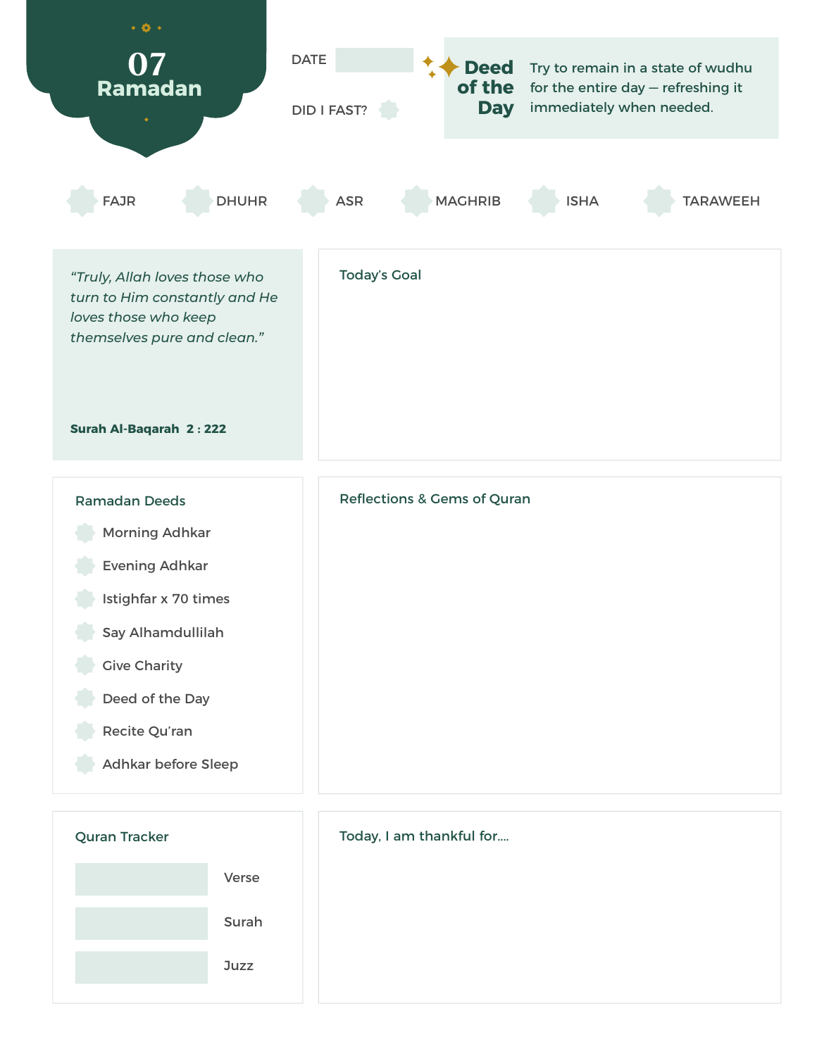# 07 Ramadan

DATE

DID I FAST?

**Deed of the Day**

Try to remain in a state of wudhu for the entire day — refreshing it immediately when needed.

FAJR

DHUHR

ASR

MAGHRIB

ISHA

TARAWEEH

*"Truly, Allah loves those who turn to Him constantly and He loves those who keep themselves pure and clean."*

**Surah Al-Baqarah 2 : 222**

### Today's Goal

### Ramadan Deeds

- Morning Adhkar
- Evening Adhkar
- Istighfar x 70 times
- Say Alhamdullilah
- Give Charity
- Deed of the Day
- Recite Qu'ran
- Adhkar before Sleep

### Reflections & Gems of Quran

### Quran Tracker

Verse

Surah

Juzz

### Today, I am thankful for....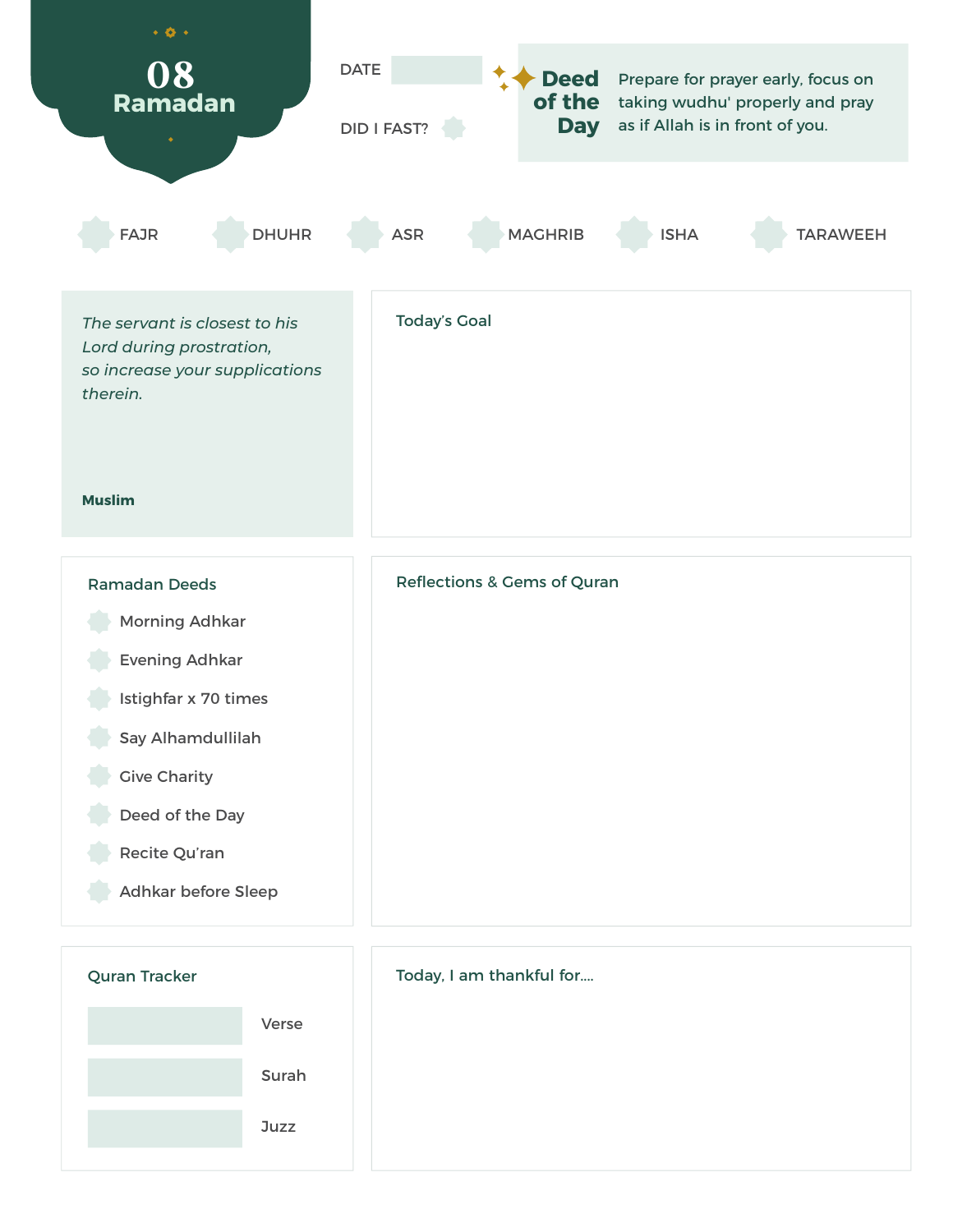# 08 Ramadan

DATE

DID I FAST?

**Deed of the Day**

Prepare for prayer early, focus on taking wudhu' properly and pray as if Allah is in front of you.

FAJR DHUHR ASR MAGHRIB ISHA TARAWEEH

*The servant is closest to his Lord during prostration, so increase your supplications therein.*

**Muslim**

## Today's Goal

## Ramadan Deeds

- Morning Adhkar
- Evening Adhkar
- Istighfar x 70 times
- Say Alhamdullilah
- Give Charity
- Deed of the Day
- Recite Qu'ran
- Adhkar before Sleep

## Reflections & Gems of Quran

## Quran Tracker

Verse

Surah

Juzz

## Today, I am thankful for....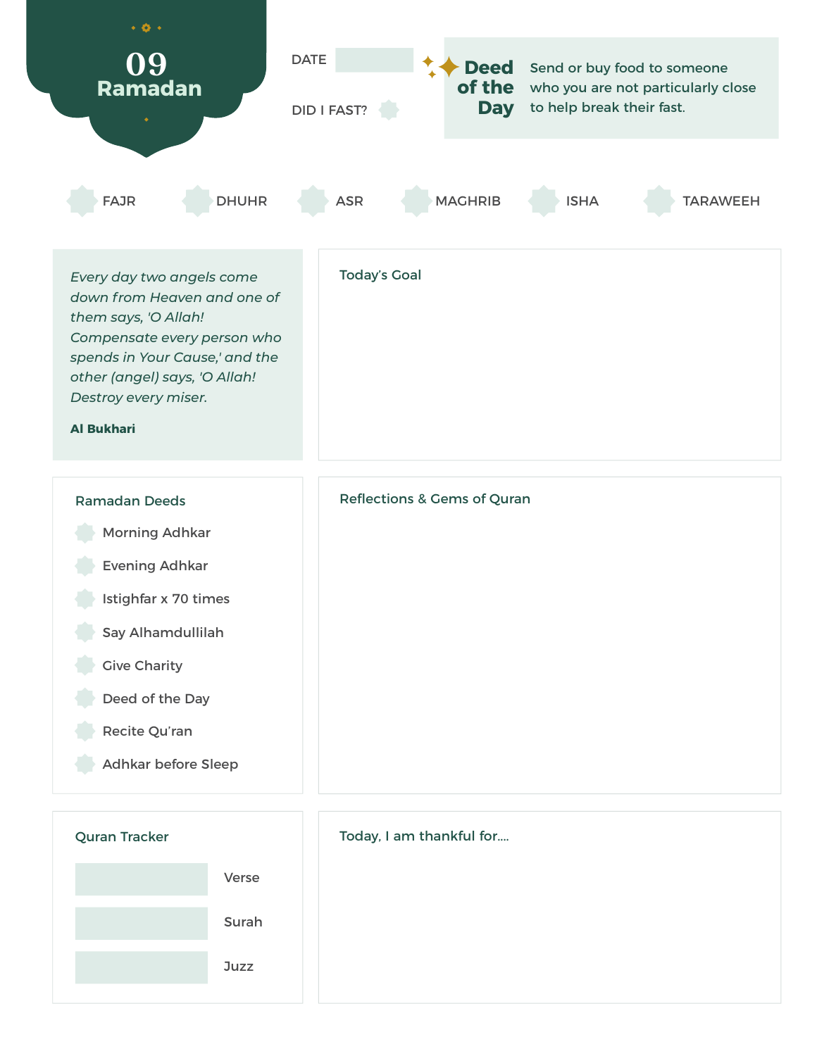# 09 Ramadan

DATE

DID I FAST?

**Deed of the Day**

Send or buy food to someone who you are not particularly close to help break their fast.

FAJR

DHUHR

ASR

MAGHRIB

ISHA

TARAWEEH

*Every day two angels come down from Heaven and one of them says, 'O Allah! Compensate every person who spends in Your Cause,' and the other (angel) says, 'O Allah! Destroy every miser.*

**Al Bukhari**

## Today's Goal

## Ramadan Deeds

- Morning Adhkar
- Evening Adhkar
- Istighfar x 70 times
- Say Alhamdullilah
- Give Charity
- Deed of the Day
- Recite Qu'ran
- Adhkar before Sleep

## Reflections & Gems of Quran

## Quran Tracker

Verse

Surah

Juzz

## Today, I am thankful for....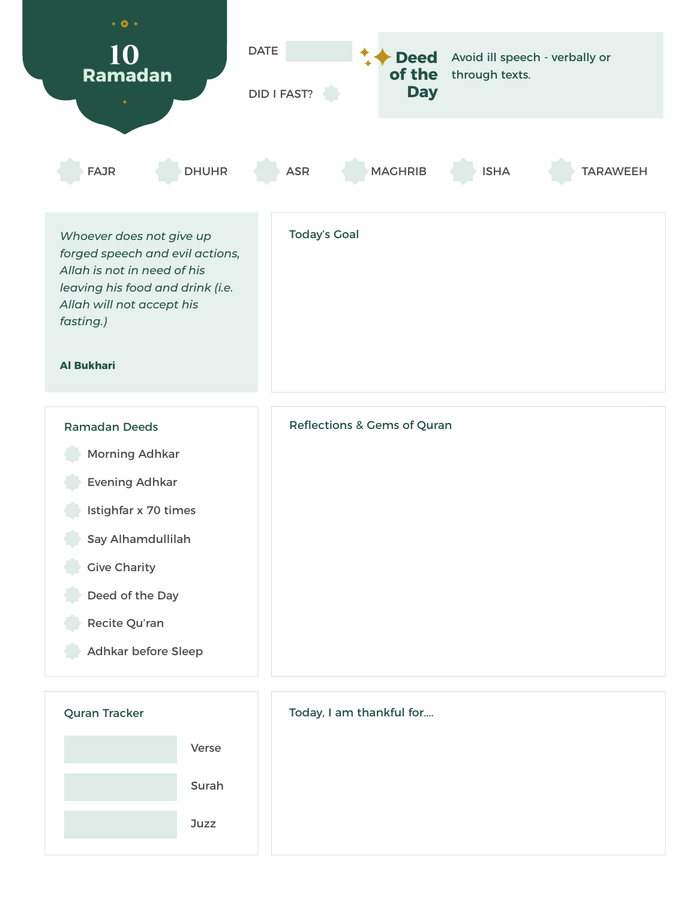# 10 Ramadan

DATE

DID I FAST?

**Deed of the Day**

Avoid ill speech - verbally or through texts.

FAJR | DHUHR | ASR | MAGHRIB | ISHA | TARAWEEH

*Whoever does not give up forged speech and evil actions, Allah is not in need of his leaving his food and drink (i.e. Allah will not accept his fasting.)*

**Al Bukhari**

## Today's Goal

## Ramadan Deeds

- Morning Adhkar
- Evening Adhkar
- Istighfar x 70 times
- Say Alhamdullilah
- Give Charity
- Deed of the Day
- Recite Qu'ran
- Adhkar before Sleep

## Reflections & Gems of Quran

## Quran Tracker

Verse

Surah

Juzz

## Today, I am thankful for....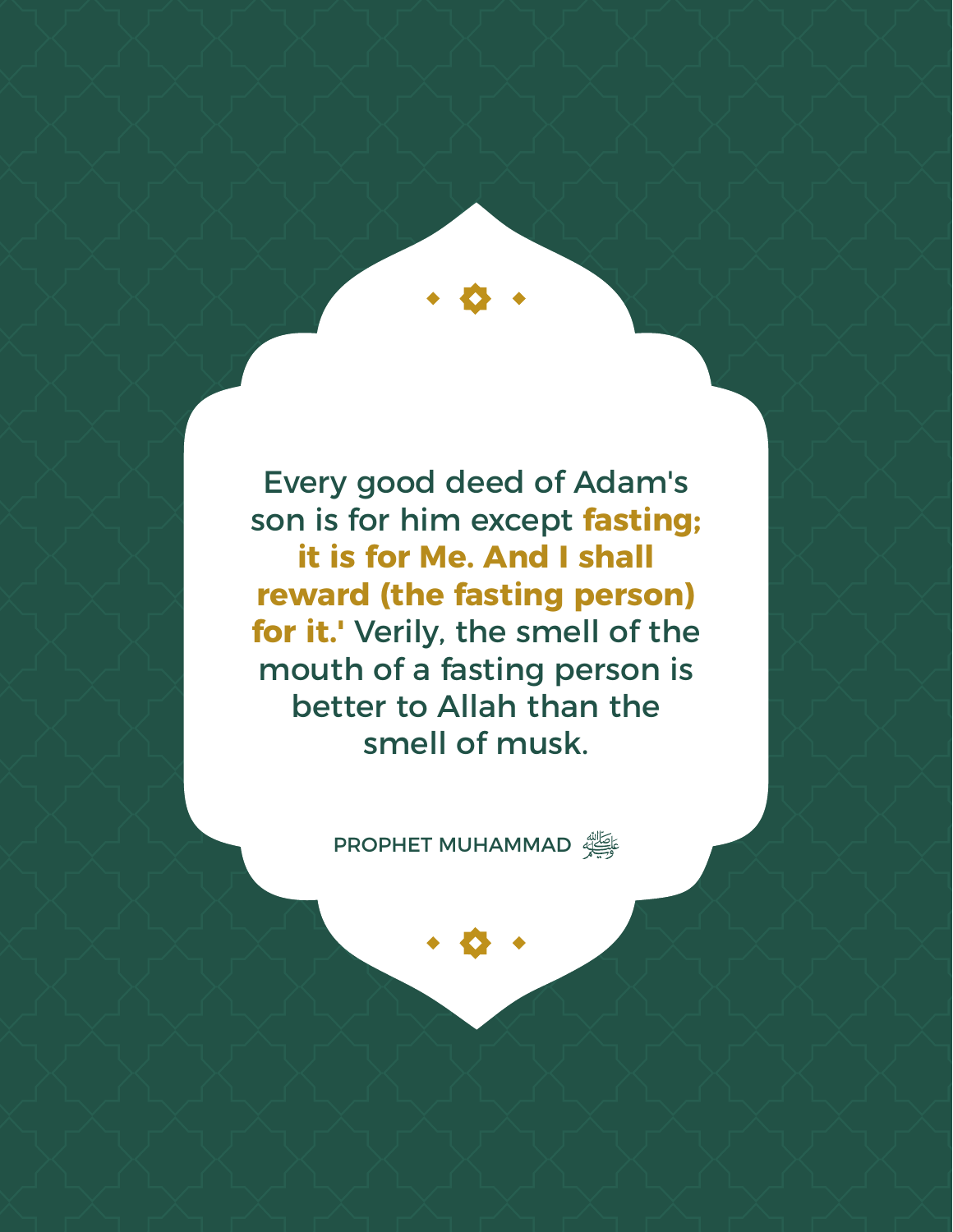Every good deed of Adam's son is for him except **fasting; it is for Me. And I shall reward (the fasting person) for it.'** Verily, the smell of the mouth of a fasting person is better to Allah than the smell of musk.

PROPHET MUHAMMAD ﷺ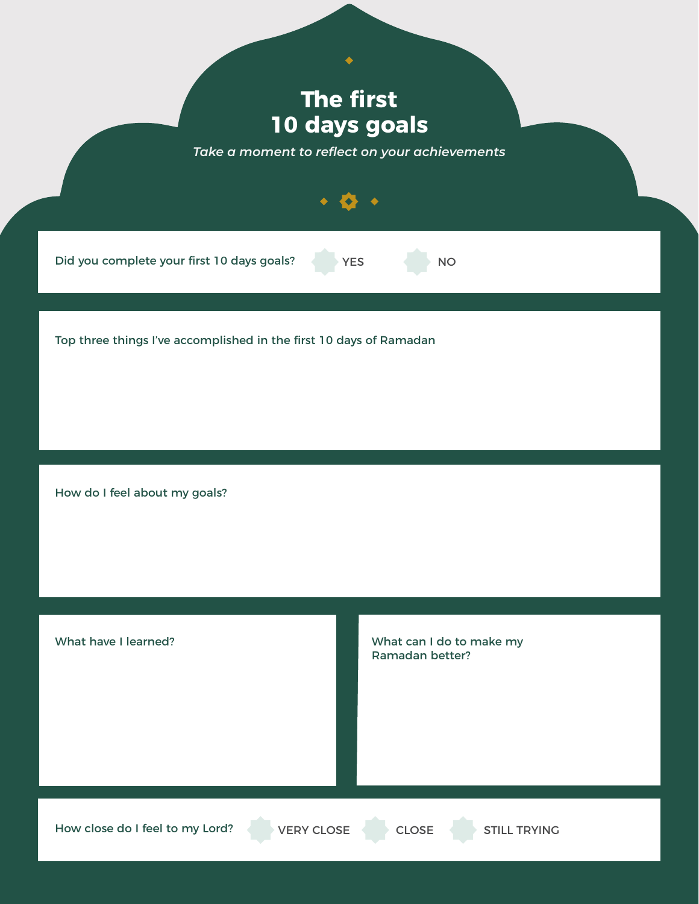# The first 10 days goals

*Take a moment to reflect on your achievements*

Did you complete your first 10 days goals? YES NO

Top three things I've accomplished in the first 10 days of Ramadan

How do I feel about my goals?

What have I learned?

What can I do to make my Ramadan better?

How close do I feel to my Lord? VERY CLOSE CLOSE STILL TRYING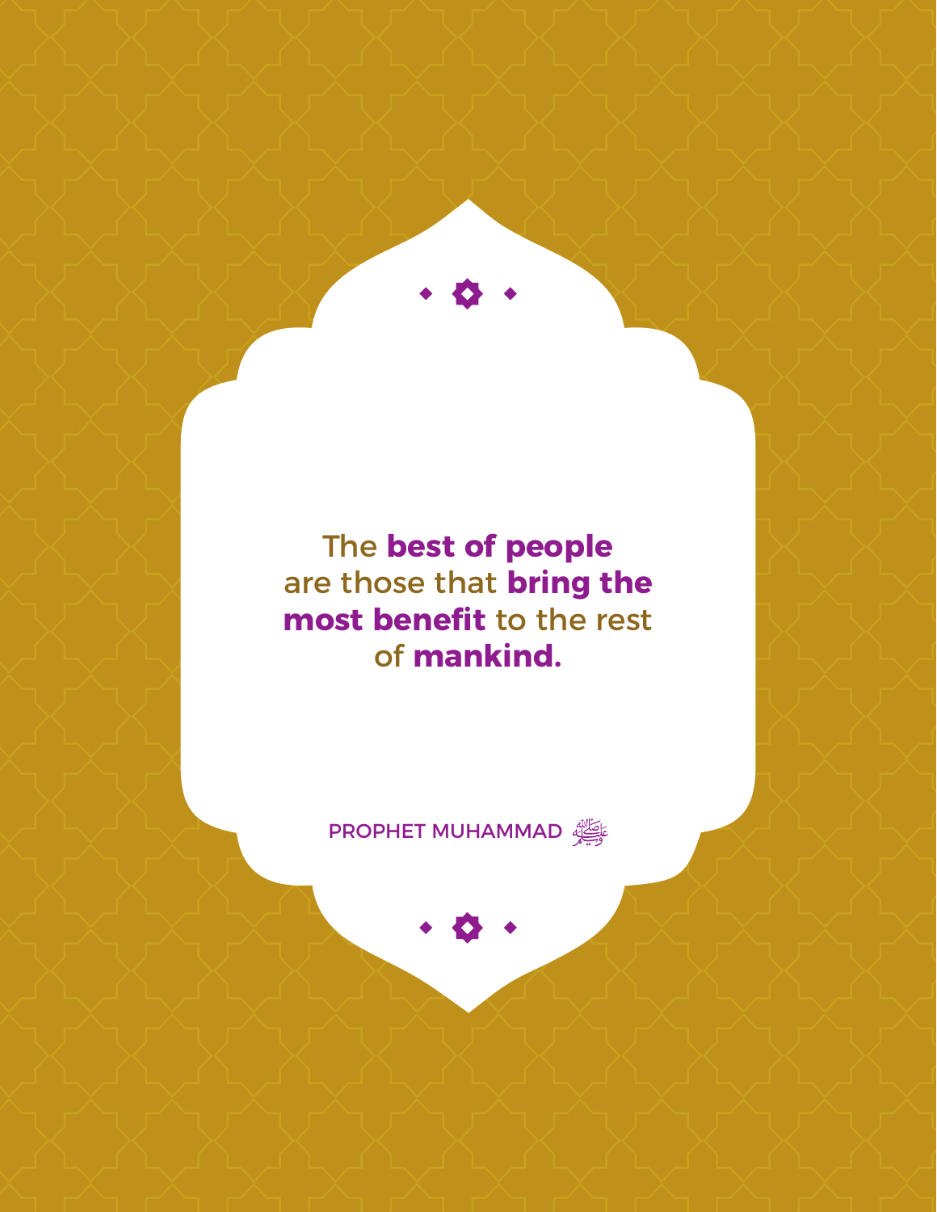The **best of people** are those that **bring the most benefit** to the rest of **mankind.**

PROPHET MUHAMMAD ﷺ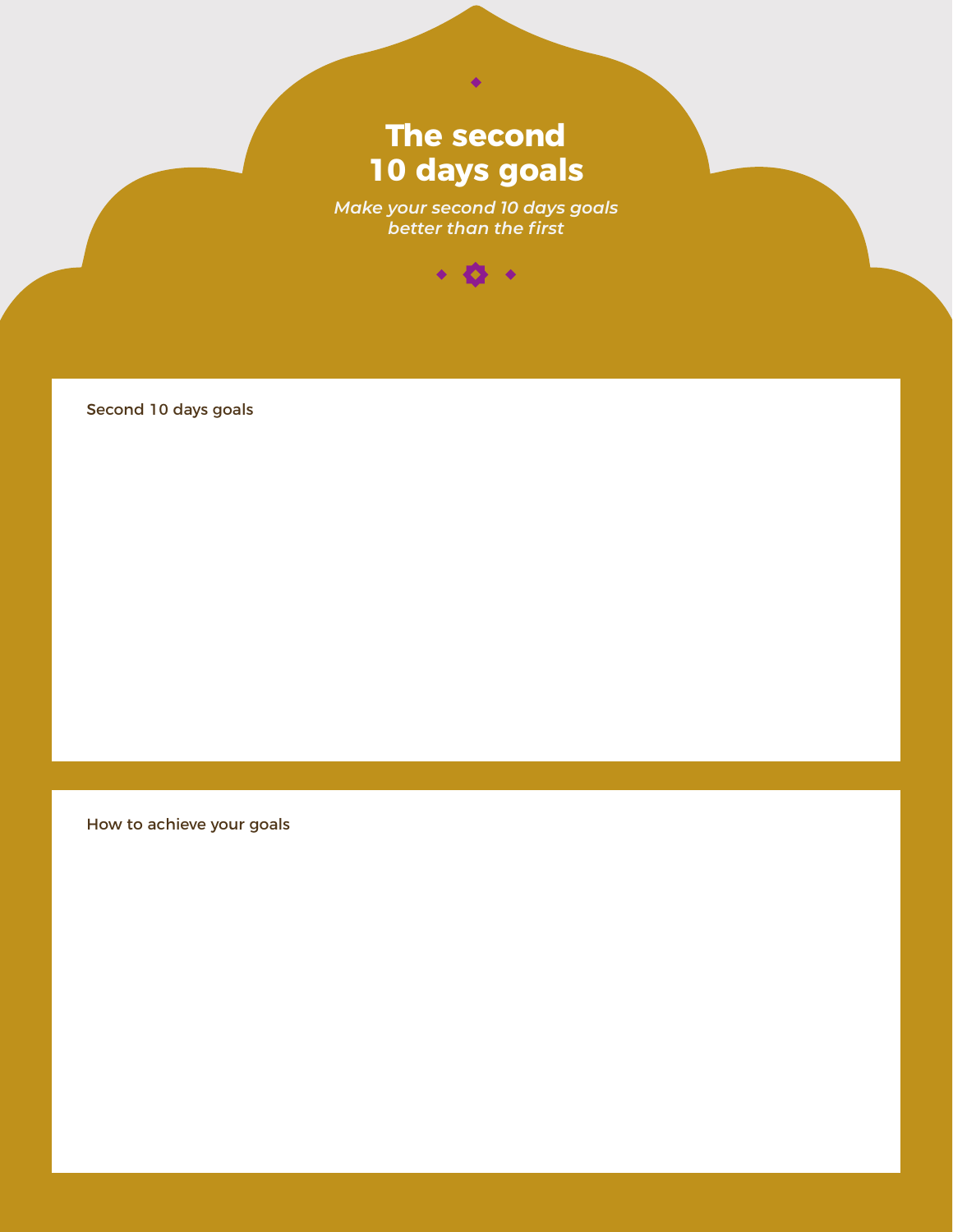# The second 10 days goals

*Make your second 10 days goals better than the first*

Second 10 days goals

How to achieve your goals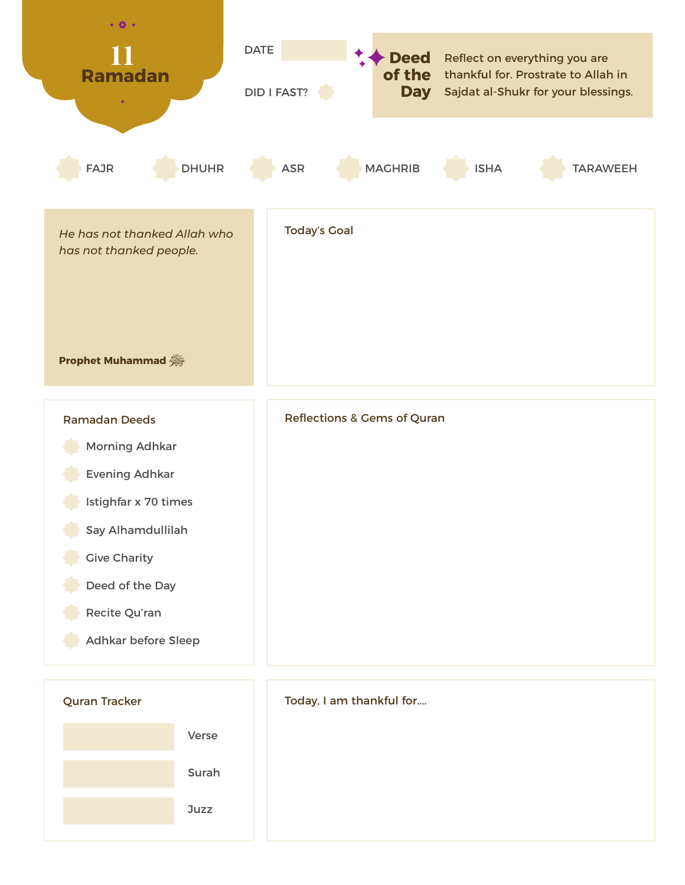# 11 Ramadan

DATE

DID I FAST?

**Deed of the Day**

Reflect on everything you are thankful for. Prostrate to Allah in Sajdat al-Shukr for your blessings.

- FAJR
- DHUHR
- ASR
- MAGHRIB
- ISHA
- TARAWEEH

*He has not thanked Allah who has not thanked people.*

**Prophet Muhammad ﷺ**

## Today's Goal

## Ramadan Deeds

- Morning Adhkar
- Evening Adhkar
- Istighfar x 70 times
- Say Alhamdullilah
- Give Charity
- Deed of the Day
- Recite Qu'ran
- Adhkar before Sleep

## Reflections & Gems of Quran

## Quran Tracker

- Verse
- Surah
- Juzz

## Today, I am thankful for....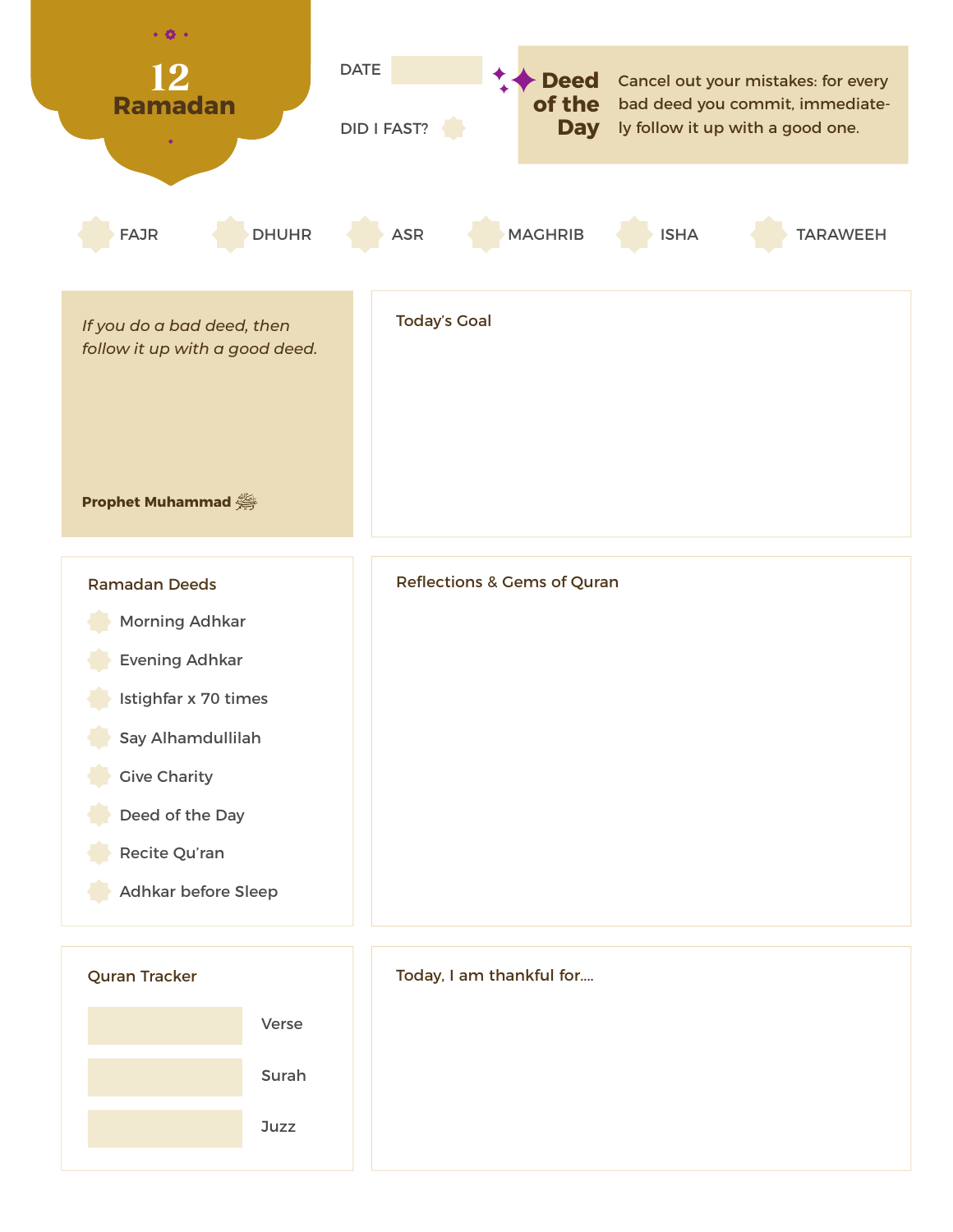# 12 Ramadan

DATE

DID I FAST?

**Deed of the Day**

Cancel out your mistakes: for every bad deed you commit, immediately follow it up with a good one.

- FAJR
- DHUHR
- ASR
- MAGHRIB
- ISHA
- TARAWEEH

*If you do a bad deed, then follow it up with a good deed.*

**Prophet Muhammad ﷺ**

## Today's Goal

## Ramadan Deeds

- Morning Adhkar
- Evening Adhkar
- Istighfar x 70 times
- Say Alhamdullilah
- Give Charity
- Deed of the Day
- Recite Qu'ran
- Adhkar before Sleep

## Reflections & Gems of Quran

## Quran Tracker

Verse

Surah

Juzz

## Today, I am thankful for....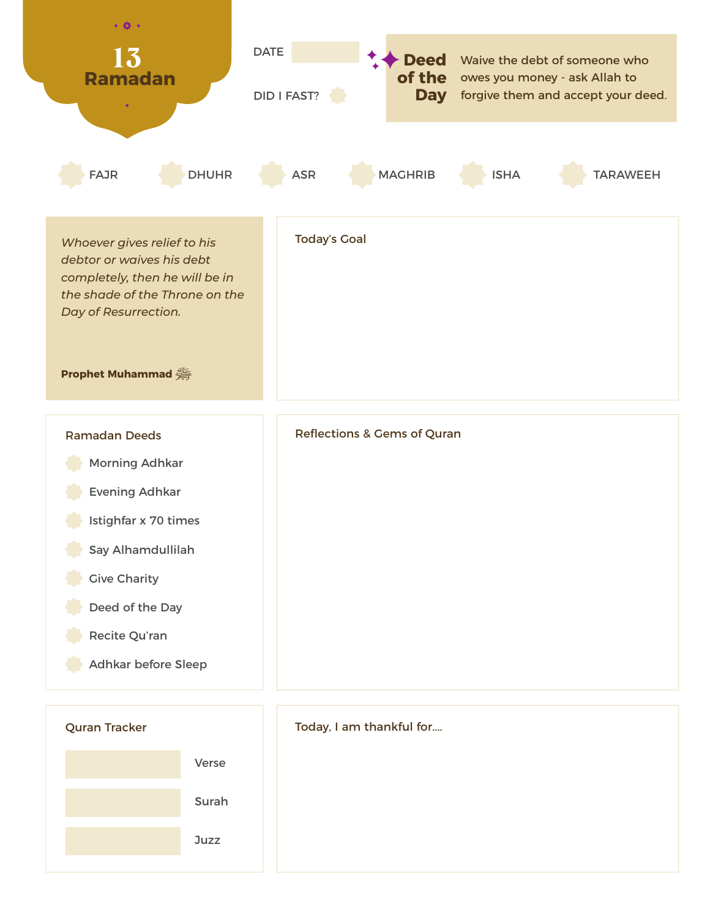# 13 Ramadan

DATE

DID I FAST?

**Deed of the Day**

Waive the debt of someone who owes you money - ask Allah to forgive them and accept your deed.

- FAJR
- DHUHR
- ASR
- MAGHRIB
- ISHA
- TARAWEEH

*Whoever gives relief to his debtor or waives his debt completely, then he will be in the shade of the Throne on the Day of Resurrection.*

**Prophet Muhammad ﷺ**

### Today's Goal

### Ramadan Deeds

- Morning Adhkar
- Evening Adhkar
- Istighfar x 70 times
- Say Alhamdullilah
- Give Charity
- Deed of the Day
- Recite Qu'ran
- Adhkar before Sleep

### Reflections & Gems of Quran

### Quran Tracker

Verse

Surah

Juzz

### Today, I am thankful for....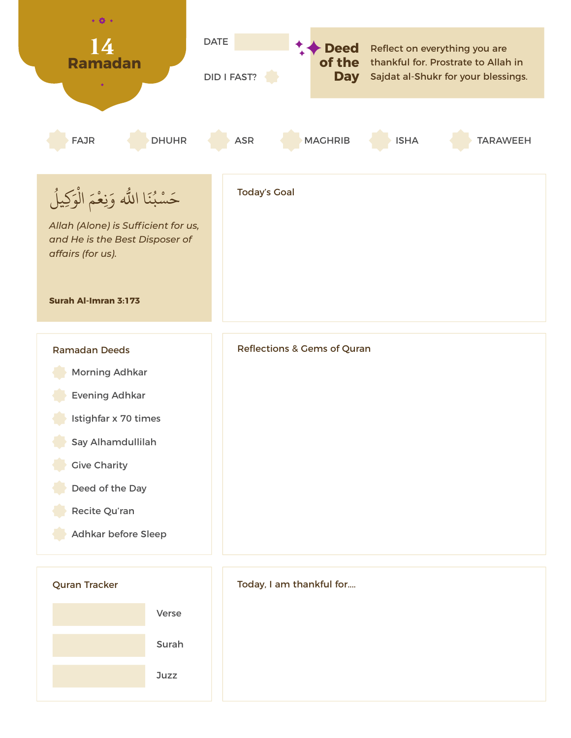# 14 Ramadan

DATE

DID I FAST?

**Deed of the Day**

Reflect on everything you are thankful for. Prostrate to Allah in Sajdat al-Shukr for your blessings.

- FAJR
- DHUHR
- ASR
- MAGHRIB
- ISHA
- TARAWEEH

حَسْبُنَا اللَّهُ وَنِعْمَ الْوَكِيلُ

*Allah (Alone) is Sufficient for us, and He is the Best Disposer of affairs (for us).*

**Surah Al-Imran 3:173**

## Today's Goal

## Ramadan Deeds

- Morning Adhkar
- Evening Adhkar
- Istighfar x 70 times
- Say Alhamdullilah
- Give Charity
- Deed of the Day
- Recite Qu'ran
- Adhkar before Sleep

## Reflections & Gems of Quran

## Quran Tracker

| | |
|---|---|
| | Verse |
| | Surah |
| | Juzz |

## Today, I am thankful for....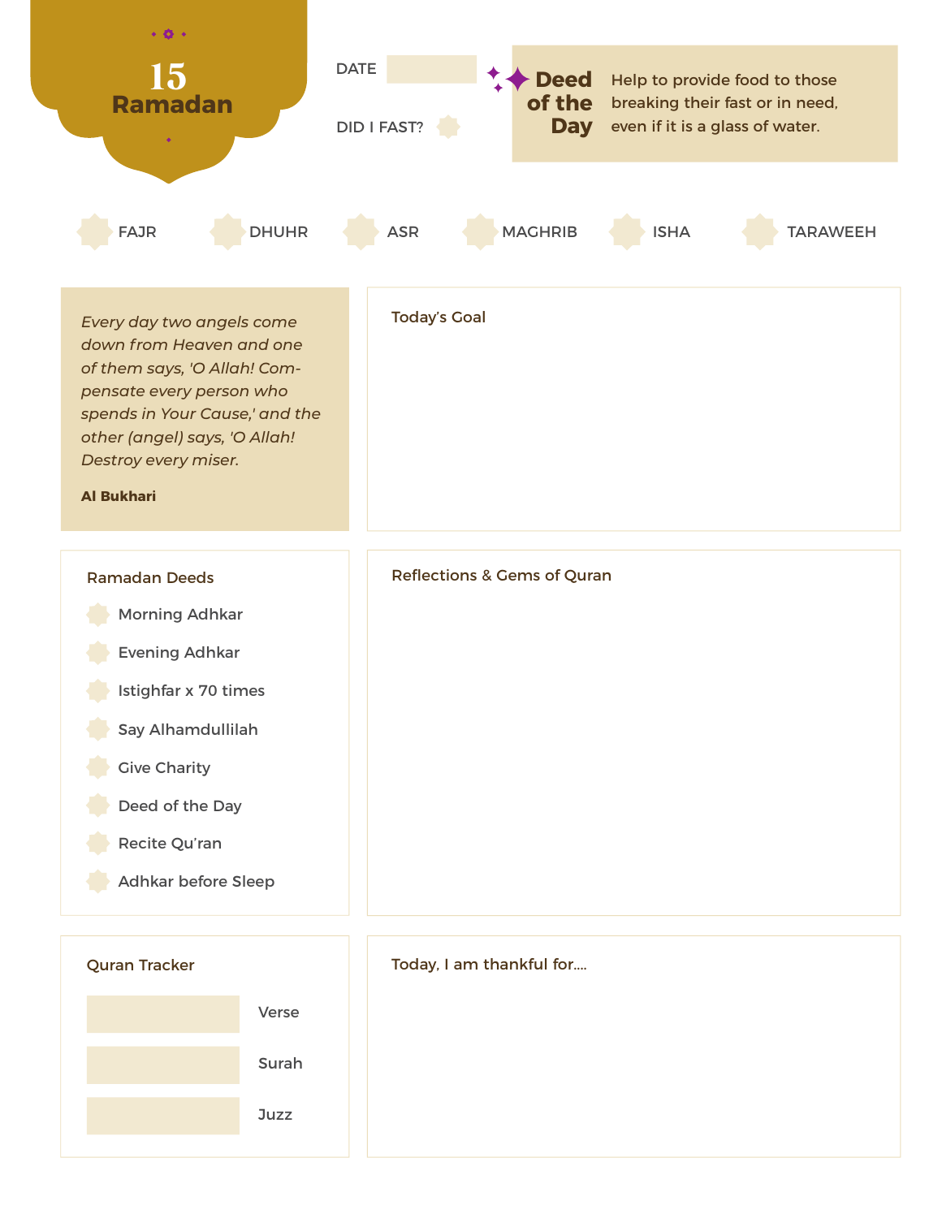# 15 Ramadan

DATE

DID I FAST?

**Deed of the Day**

Help to provide food to those breaking their fast or in need, even if it is a glass of water.

FAJR DHUHR ASR MAGHRIB ISHA TARAWEEH

*Every day two angels come down from Heaven and one of them says, 'O Allah! Compensate every person who spends in Your Cause,' and the other (angel) says, 'O Allah! Destroy every miser.*

**Al Bukhari**

## Today's Goal

## Ramadan Deeds

- Morning Adhkar
- Evening Adhkar
- Istighfar x 70 times
- Say Alhamdullilah
- Give Charity
- Deed of the Day
- Recite Qu'ran
- Adhkar before Sleep

## Reflections & Gems of Quran

## Quran Tracker

Verse

Surah

Juzz

## Today, I am thankful for....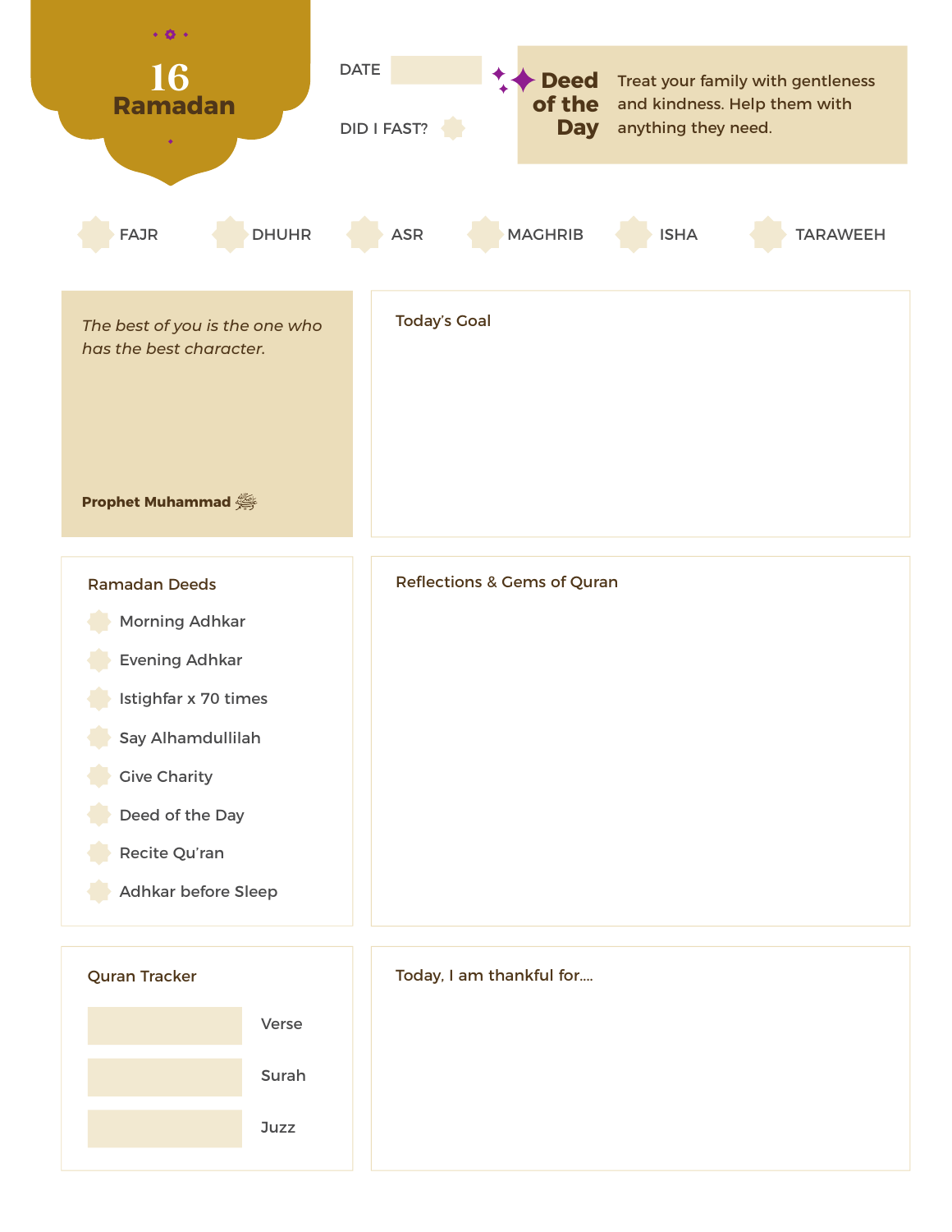# 16 Ramadan

DATE

DID I FAST?

**Deed of the Day**

Treat your family with gentleness and kindness. Help them with anything they need.

FAJR DHUHR ASR MAGHRIB ISHA TARAWEEH

*The best of you is the one who has the best character.*

**Prophet Muhammad ﷺ**

## Today's Goal

## Ramadan Deeds

- Morning Adhkar
- Evening Adhkar
- Istighfar x 70 times
- Say Alhamdullilah
- Give Charity
- Deed of the Day
- Recite Qu'ran
- Adhkar before Sleep

## Reflections & Gems of Quran

## Quran Tracker

Verse

Surah

Juzz

## Today, I am thankful for....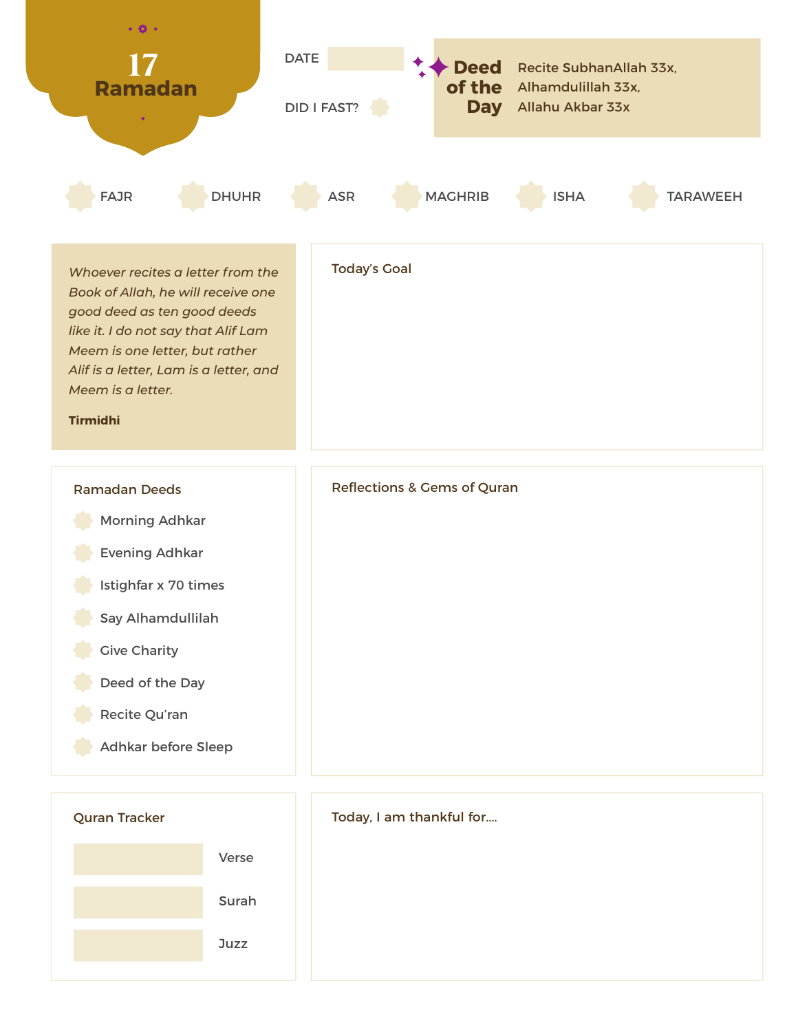# 17 Ramadan

DATE

DID I FAST?

**Deed of the Day**

Recite SubhanAllah 33x, Alhamdulillah 33x, Allahu Akbar 33x

- FAJR
- DHUHR
- ASR
- MAGHRIB
- ISHA
- TARAWEEH

*Whoever recites a letter from the Book of Allah, he will receive one good deed as ten good deeds like it. I do not say that Alif Lam Meem is one letter, but rather Alif is a letter, Lam is a letter, and Meem is a letter.*

**Tirmidhi**

## Today's Goal

## Ramadan Deeds

- Morning Adhkar
- Evening Adhkar
- Istighfar x 70 times
- Say Alhamdullilah
- Give Charity
- Deed of the Day
- Recite Qu'ran
- Adhkar before Sleep

## Reflections & Gems of Quran

## Quran Tracker

- Verse
- Surah
- Juzz

## Today, I am thankful for....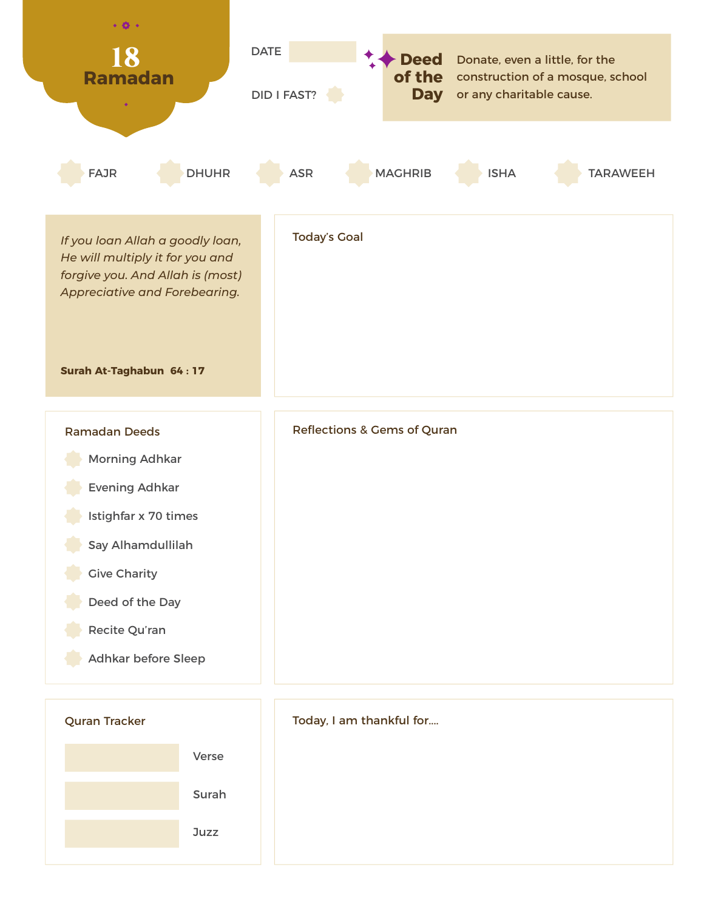# 18 Ramadan

DATE

DID I FAST?

**Deed of the Day**

Donate, even a little, for the construction of a mosque, school or any charitable cause.

FAJR DHUHR ASR MAGHRIB ISHA TARAWEEH

*If you loan Allah a goodly loan, He will multiply it for you and forgive you. And Allah is (most) Appreciative and Forebearing.*

**Surah At-Taghabun 64 : 17**

## Today's Goal

## Ramadan Deeds

- Morning Adhkar
- Evening Adhkar
- Istighfar x 70 times
- Say Alhamdullilah
- Give Charity
- Deed of the Day
- Recite Qu'ran
- Adhkar before Sleep

## Reflections & Gems of Quran

## Quran Tracker

Verse

Surah

Juzz

## Today, I am thankful for....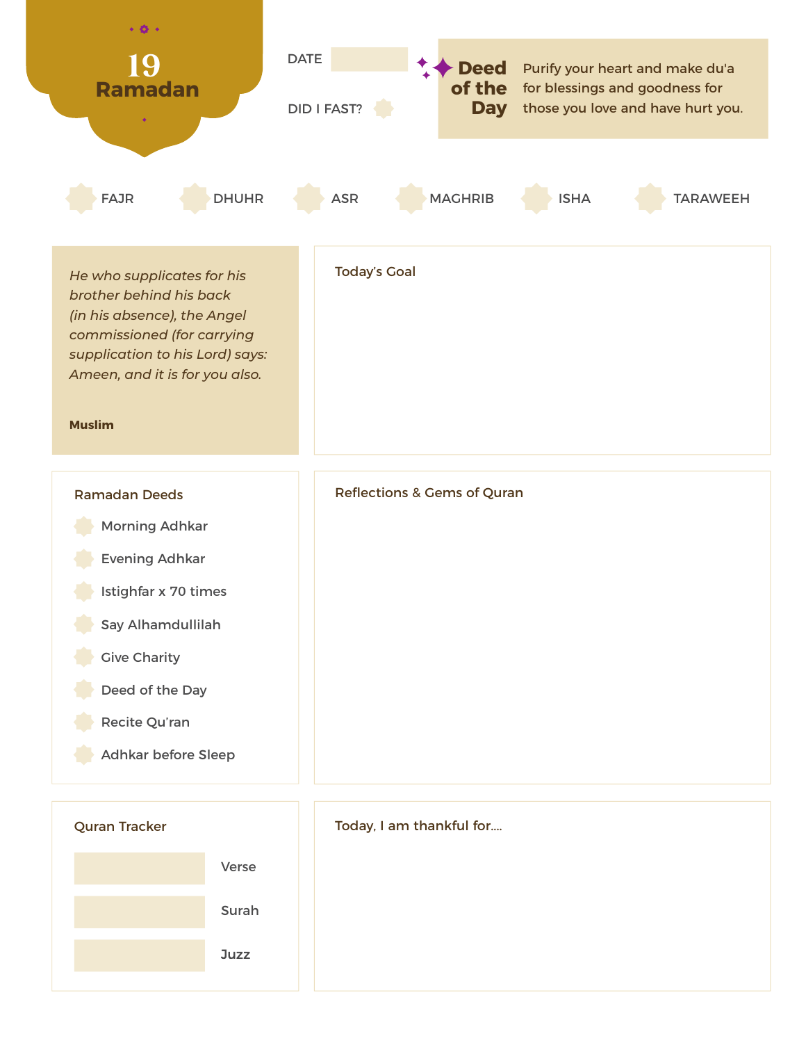# 19 Ramadan

DATE

DID I FAST?

**Deed of the Day**

Purify your heart and make du'a for blessings and goodness for those you love and have hurt you.

- FAJR
- DHUHR
- ASR
- MAGHRIB
- ISHA
- TARAWEEH

*He who supplicates for his brother behind his back (in his absence), the Angel commissioned (for carrying supplication to his Lord) says: Ameen, and it is for you also.*

**Muslim**

## Today's Goal

## Ramadan Deeds

- Morning Adhkar
- Evening Adhkar
- Istighfar x 70 times
- Say Alhamdullilah
- Give Charity
- Deed of the Day
- Recite Qu'ran
- Adhkar before Sleep

## Reflections & Gems of Quran

## Quran Tracker

- Verse
- Surah
- Juzz

## Today, I am thankful for....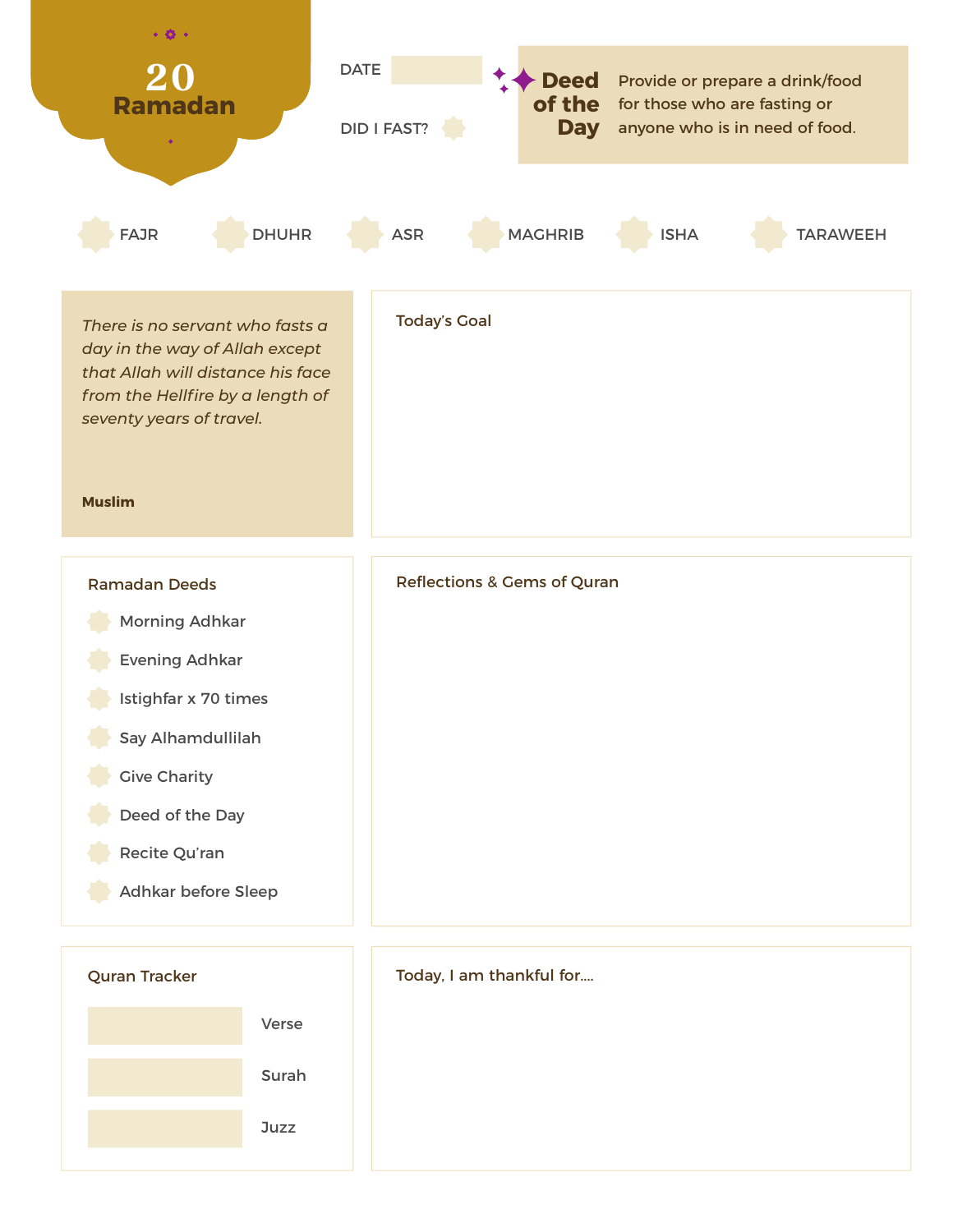# 20 Ramadan

DATE

DID I FAST?

**Deed of the Day**

Provide or prepare a drink/food for those who are fasting or anyone who is in need of food.

- FAJR
- DHUHR
- ASR
- MAGHRIB
- ISHA
- TARAWEEH

*There is no servant who fasts a day in the way of Allah except that Allah will distance his face from the Hellfire by a length of seventy years of travel.*

**Muslim**

## Today's Goal

## Ramadan Deeds

- Morning Adhkar
- Evening Adhkar
- Istighfar x 70 times
- Say Alhamdullilah
- Give Charity
- Deed of the Day
- Recite Qu'ran
- Adhkar before Sleep

## Reflections & Gems of Quran

## Quran Tracker

Verse

Surah

Juzz

## Today, I am thankful for....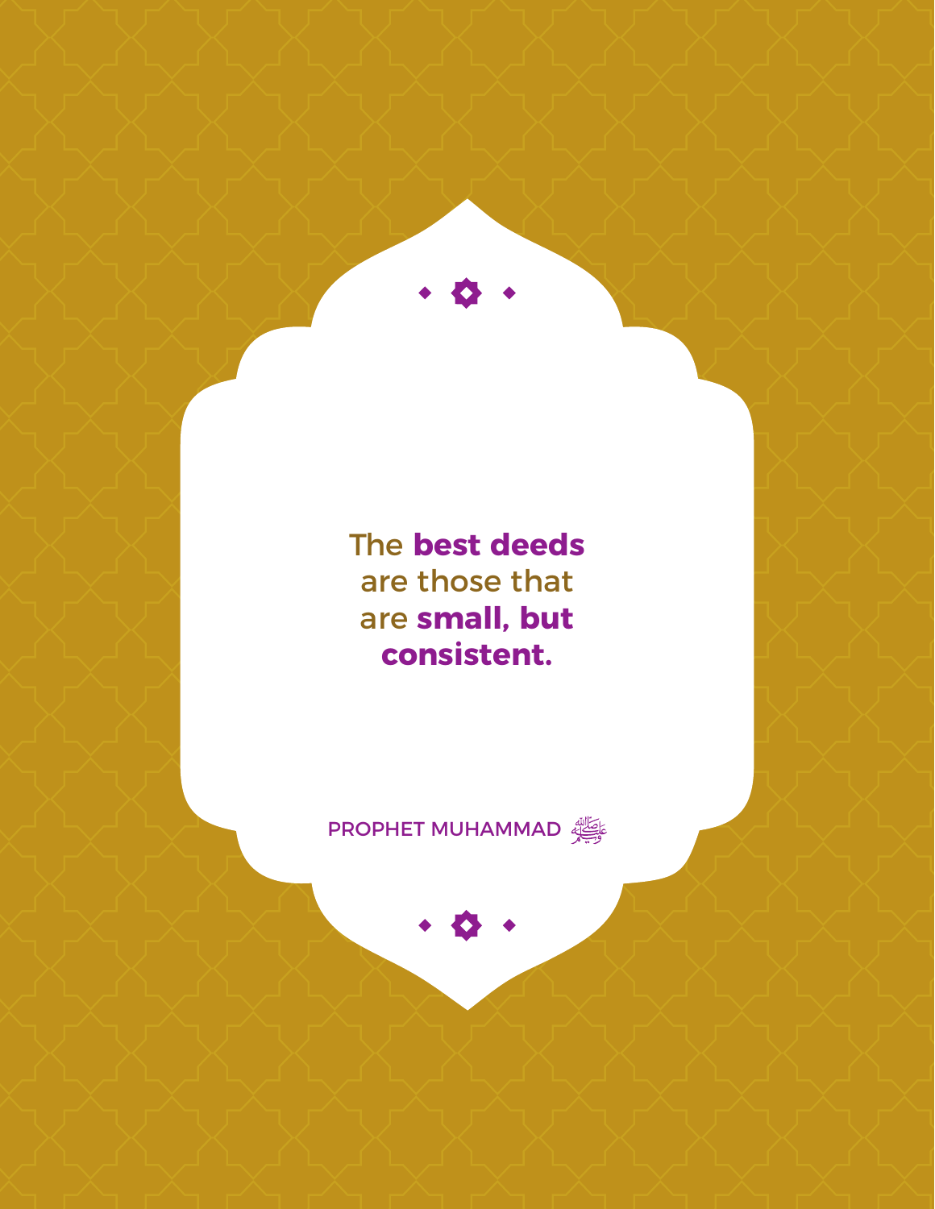The **best deeds** are those that are **small, but consistent.**

PROPHET MUHAMMAD ﷺ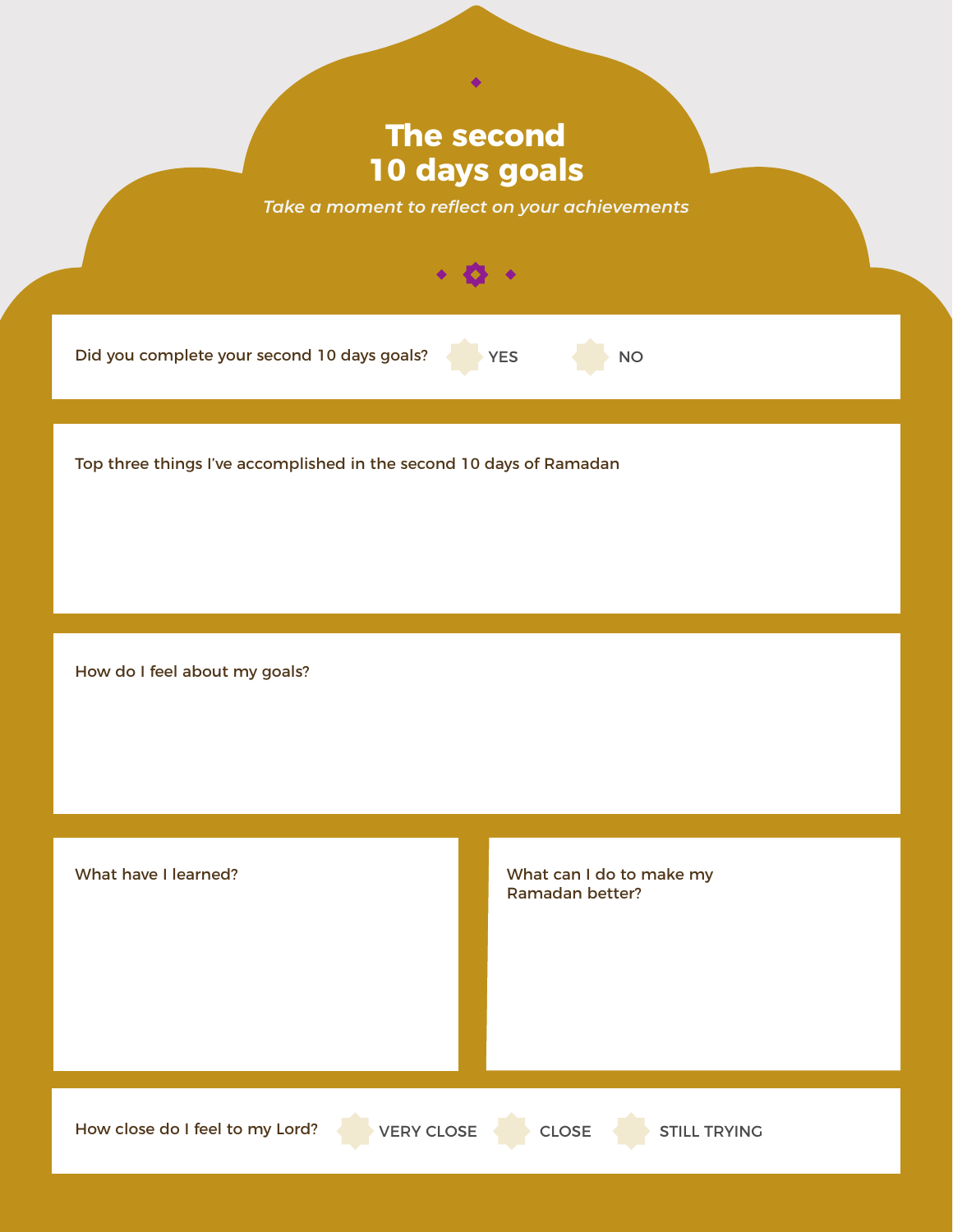# The second 10 days goals

*Take a moment to reflect on your achievements*

Did you complete your second 10 days goals? YES NO

Top three things I've accomplished in the second 10 days of Ramadan

How do I feel about my goals?

What have I learned?

What can I do to make my Ramadan better?

How close do I feel to my Lord? VERY CLOSE CLOSE STILL TRYING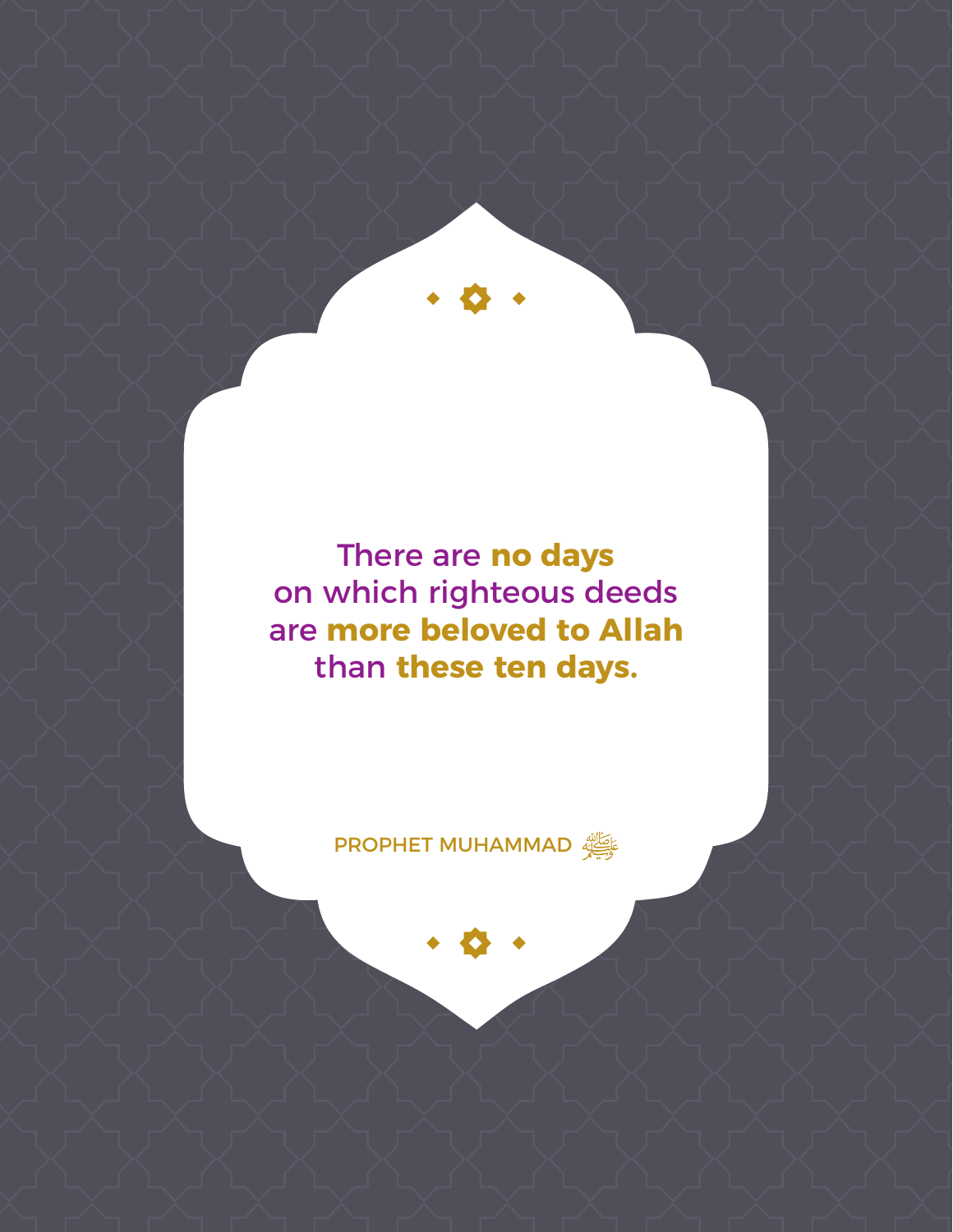There are **no days** on which righteous deeds are **more beloved to Allah** than **these ten days.**

PROPHET MUHAMMAD ﷺ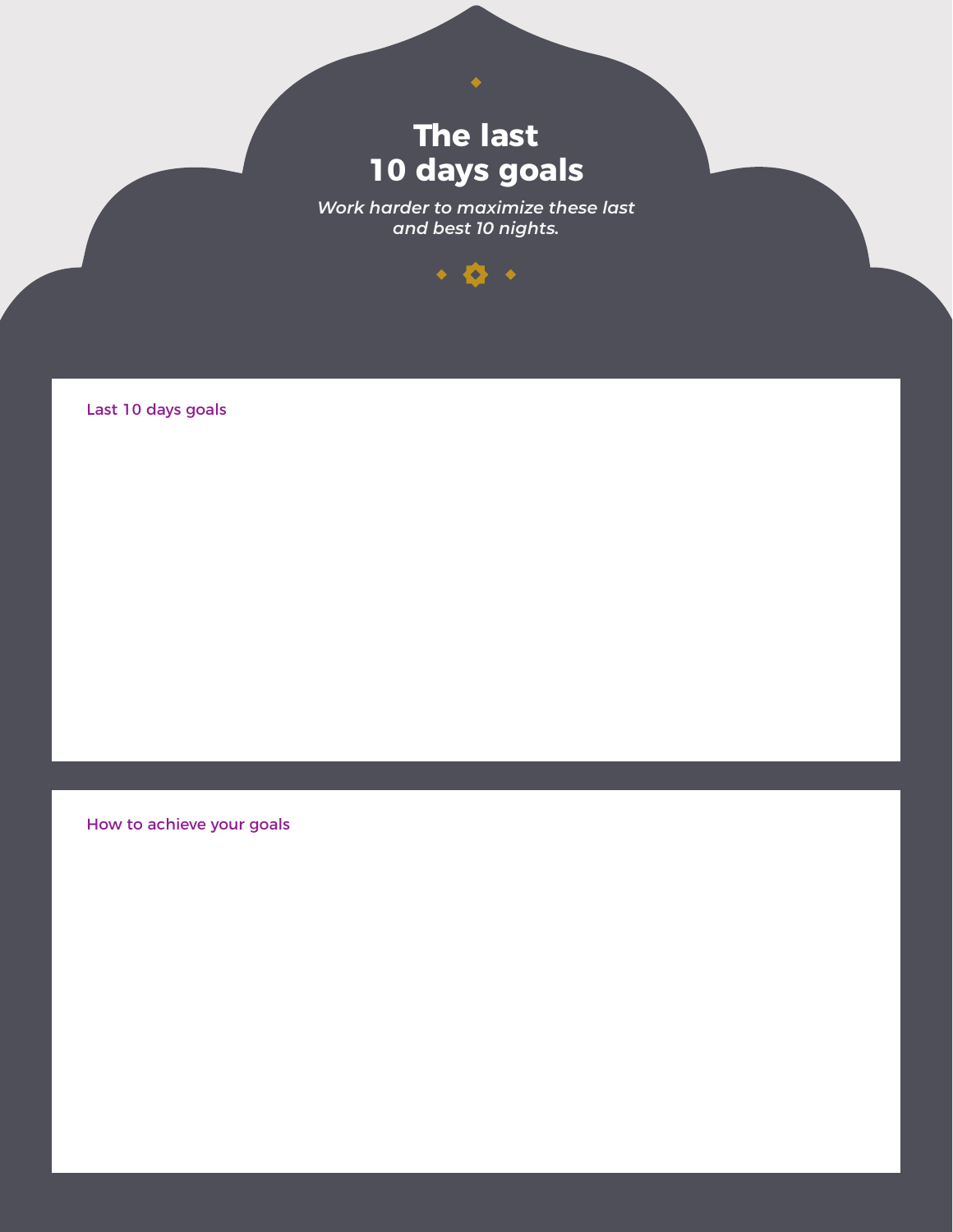# The last 10 days goals

*Work harder to maximize these last and best 10 nights.*

Last 10 days goals

How to achieve your goals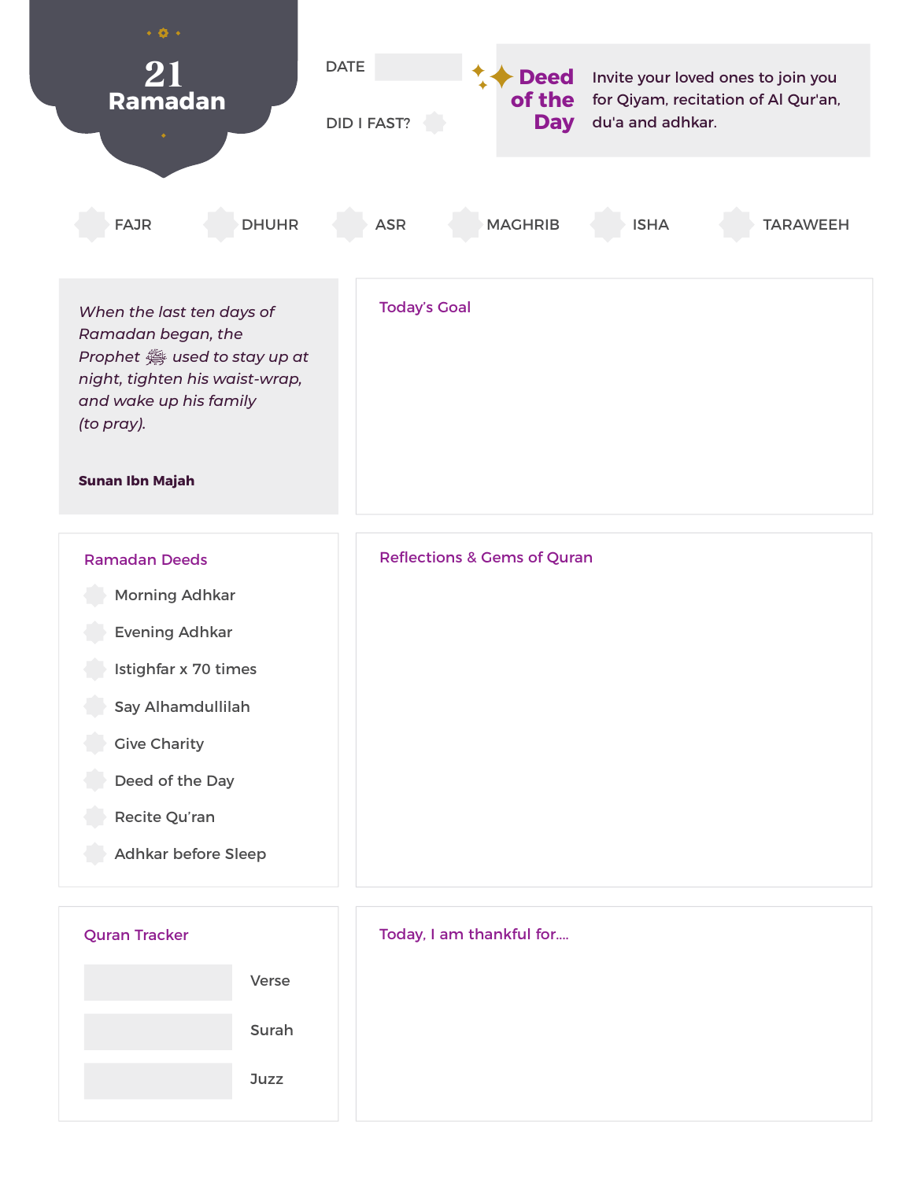# 21 Ramadan

DATE

DID I FAST?

**Deed of the Day**

Invite your loved ones to join you for Qiyam, recitation of Al Qur'an, du'a and adhkar.

FAJR DHUHR ASR MAGHRIB ISHA TARAWEEH

*When the last ten days of Ramadan began, the Prophet ﷺ used to stay up at night, tighten his waist-wrap, and wake up his family (to pray).*

**Sunan Ibn Majah**

## Today's Goal

## Ramadan Deeds

- Morning Adhkar
- Evening Adhkar
- Istighfar x 70 times
- Say Alhamdullilah
- Give Charity
- Deed of the Day
- Recite Qu'ran
- Adhkar before Sleep

## Reflections & Gems of Quran

## Quran Tracker

Verse

Surah

Juzz

## Today, I am thankful for....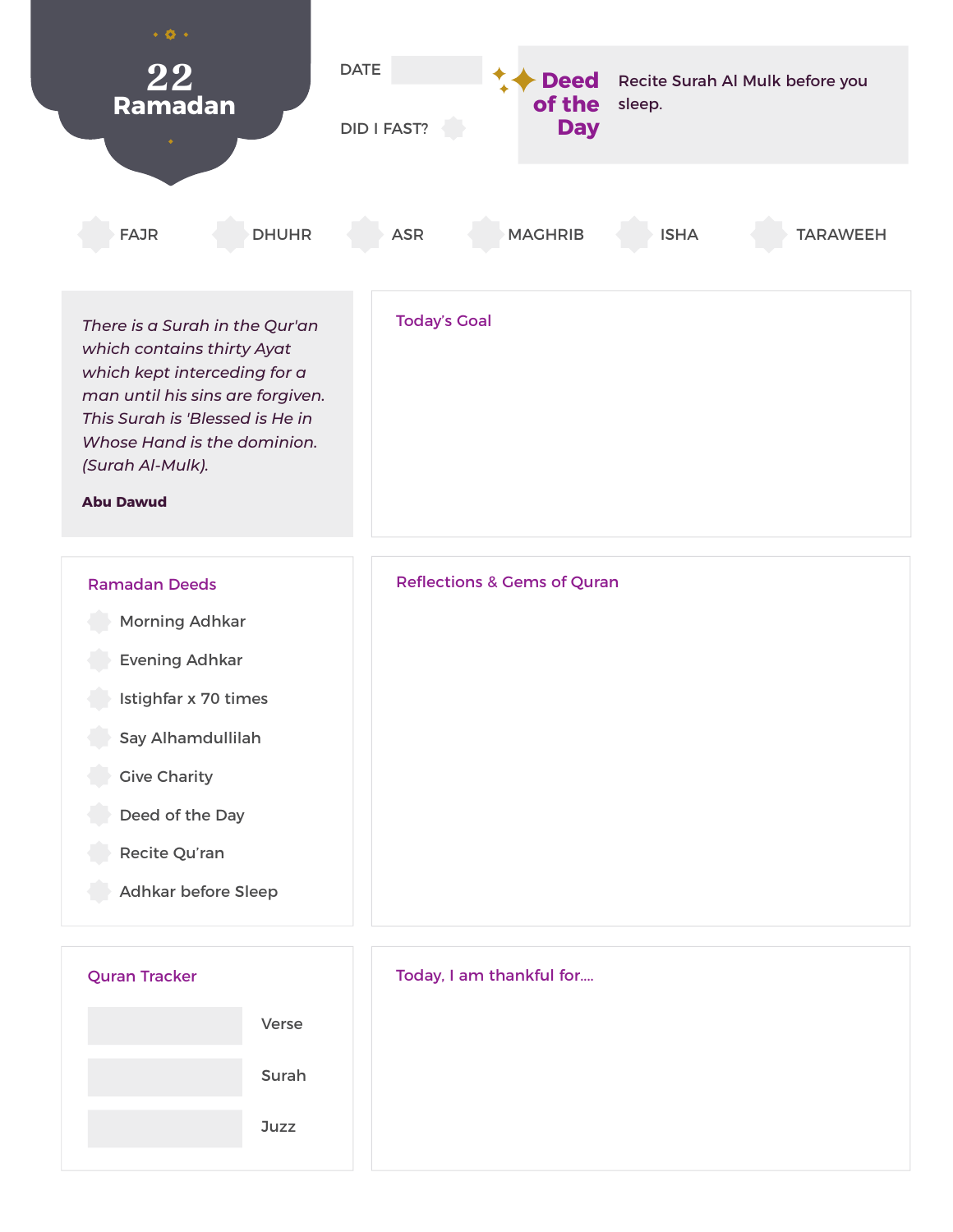# 22 Ramadan

DATE

DID I FAST?

**Deed of the Day**

Recite Surah Al Mulk before you sleep.

FAJR | DHUHR | ASR | MAGHRIB | ISHA | TARAWEEH

*There is a Surah in the Qur'an which contains thirty Ayat which kept interceding for a man until his sins are forgiven. This Surah is 'Blessed is He in Whose Hand is the dominion. (Surah Al-Mulk).*

**Abu Dawud**

## Today's Goal

## Ramadan Deeds

- Morning Adhkar
- Evening Adhkar
- Istighfar x 70 times
- Say Alhamdullilah
- Give Charity
- Deed of the Day
- Recite Qu'ran
- Adhkar before Sleep

## Reflections & Gems of Quran

## Quran Tracker

Verse

Surah

Juzz

## Today, I am thankful for....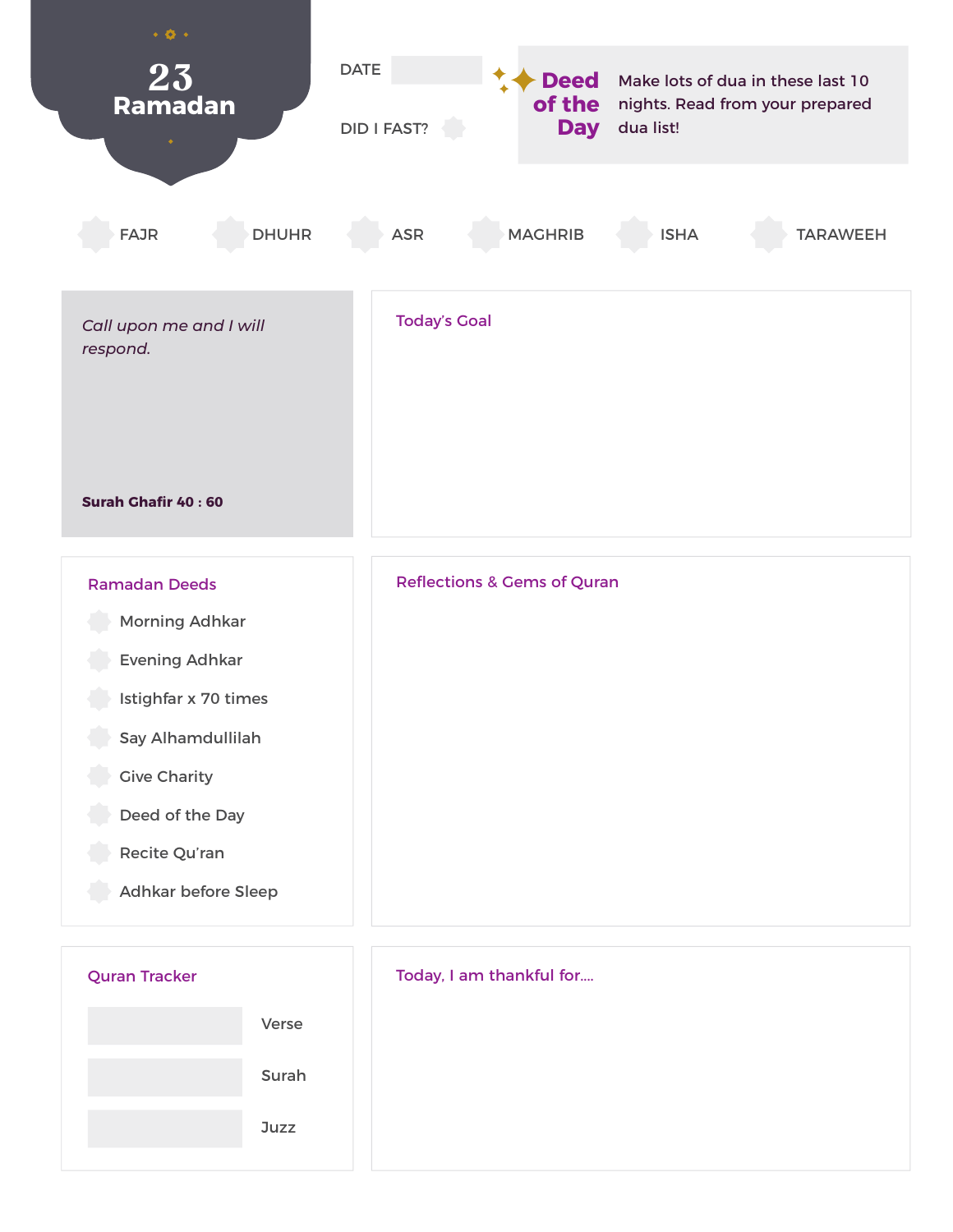# 23 Ramadan

DATE

DID I FAST?

**Deed of the Day**

Make lots of dua in these last 10 nights. Read from your prepared dua list!

FAJR DHUHR ASR MAGHRIB ISHA TARAWEEH

*Call upon me and I will respond.*

**Surah Ghafir 40 : 60**

## Today's Goal

## Ramadan Deeds

- Morning Adhkar
- Evening Adhkar
- Istighfar x 70 times
- Say Alhamdullilah
- Give Charity
- Deed of the Day
- Recite Qu'ran
- Adhkar before Sleep

## Reflections & Gems of Quran

## Quran Tracker

Verse

Surah

Juzz

## Today, I am thankful for....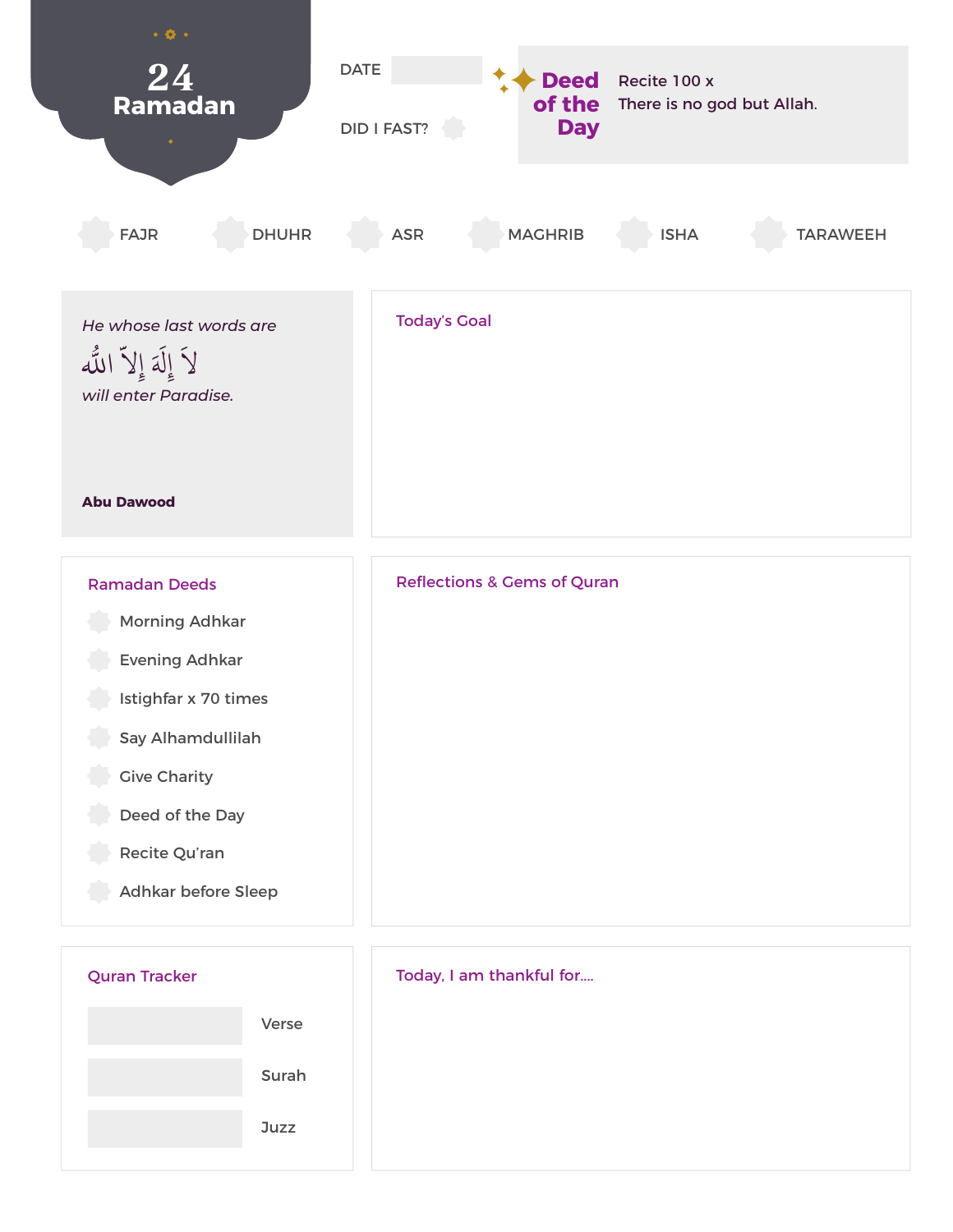# 24 Ramadan

DATE

DID I FAST?

**Deed of the Day**

Recite 100 x
There is no god but Allah.

FAJR　DHUHR　ASR　MAGHRIB　ISHA　TARAWEEH

*He whose last words are*

لَآ إِلَٰهَ إِلاَّ ٱللَّٰهُ

*will enter Paradise.*

**Abu Dawood**

## Today's Goal

## Ramadan Deeds

- Morning Adhkar
- Evening Adhkar
- Istighfar x 70 times
- Say Alhamdullilah
- Give Charity
- Deed of the Day
- Recite Qu'ran
- Adhkar before Sleep

## Reflections & Gems of Quran

## Quran Tracker

Verse

Surah

Juzz

## Today, I am thankful for....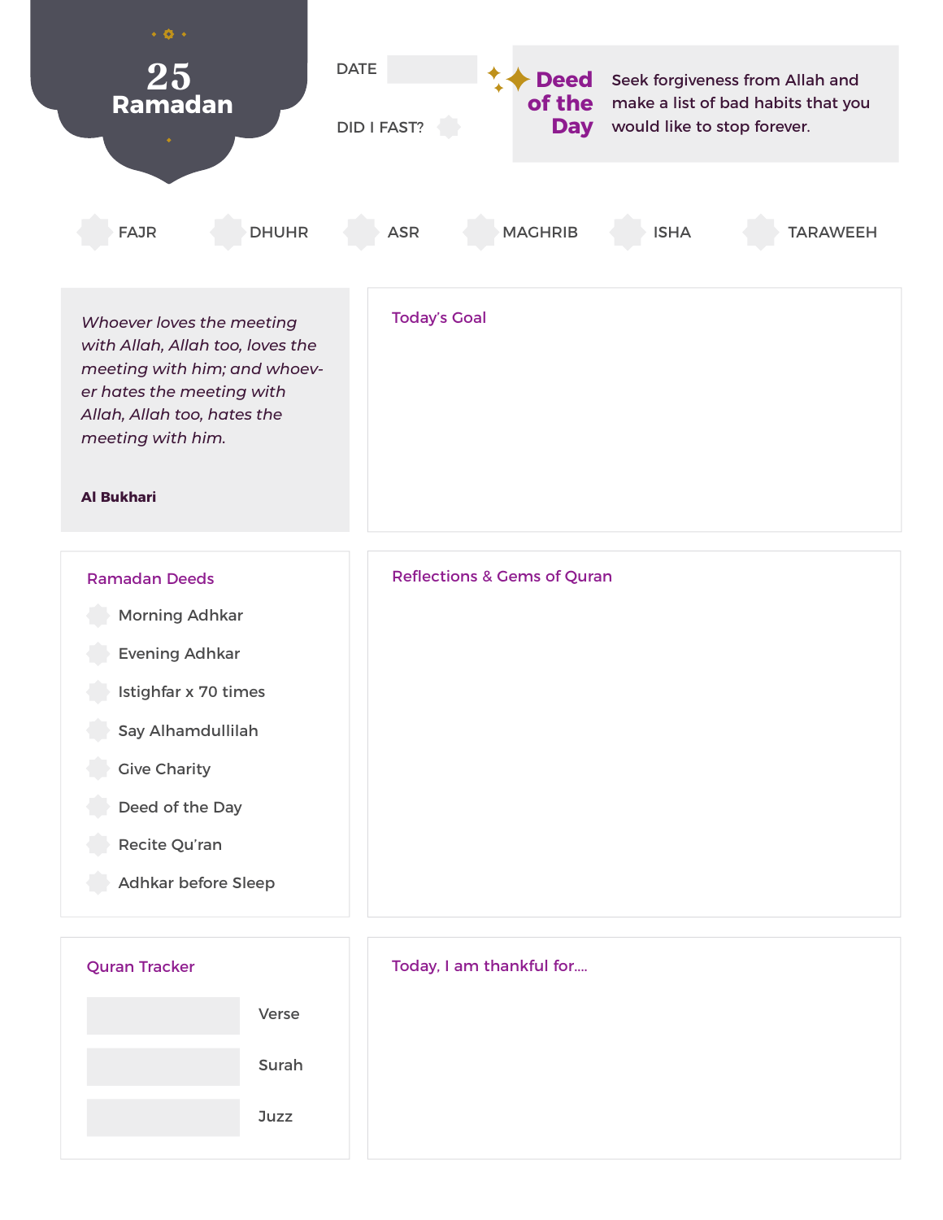# 25 Ramadan

DATE

DID I FAST?

**Deed of the Day**

Seek forgiveness from Allah and make a list of bad habits that you would like to stop forever.

FAJR DHUHR ASR MAGHRIB ISHA TARAWEEH

*Whoever loves the meeting with Allah, Allah too, loves the meeting with him; and whoever hates the meeting with Allah, Allah too, hates the meeting with him.*

**Al Bukhari**

## Today's Goal

## Ramadan Deeds

- Morning Adhkar
- Evening Adhkar
- Istighfar x 70 times
- Say Alhamdullilah
- Give Charity
- Deed of the Day
- Recite Qu'ran
- Adhkar before Sleep

## Reflections & Gems of Quran

## Quran Tracker

Verse

Surah

Juzz

## Today, I am thankful for....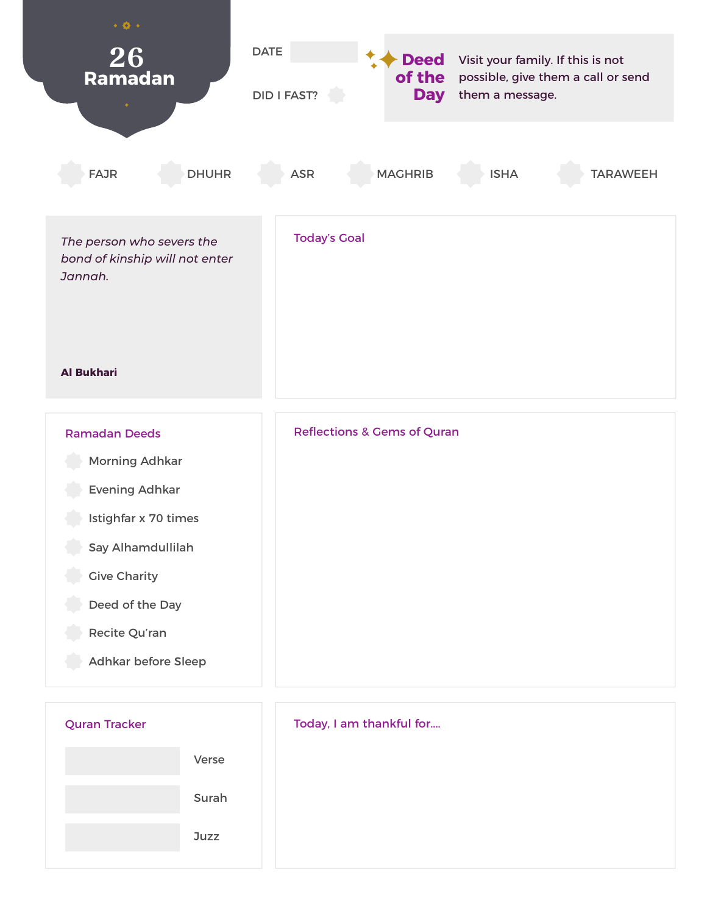# 26 Ramadan

DATE

DID I FAST?

**Deed of the Day**

Visit your family. If this is not possible, give them a call or send them a message.

- FAJR
- DHUHR
- ASR
- MAGHRIB
- ISHA
- TARAWEEH

*The person who severs the bond of kinship will not enter Jannah.*

**Al Bukhari**

## Today's Goal

## Ramadan Deeds

- Morning Adhkar
- Evening Adhkar
- Istighfar x 70 times
- Say Alhamdullilah
- Give Charity
- Deed of the Day
- Recite Qu'ran
- Adhkar before Sleep

## Reflections & Gems of Quran

## Quran Tracker

- Verse
- Surah
- Juzz

## Today, I am thankful for....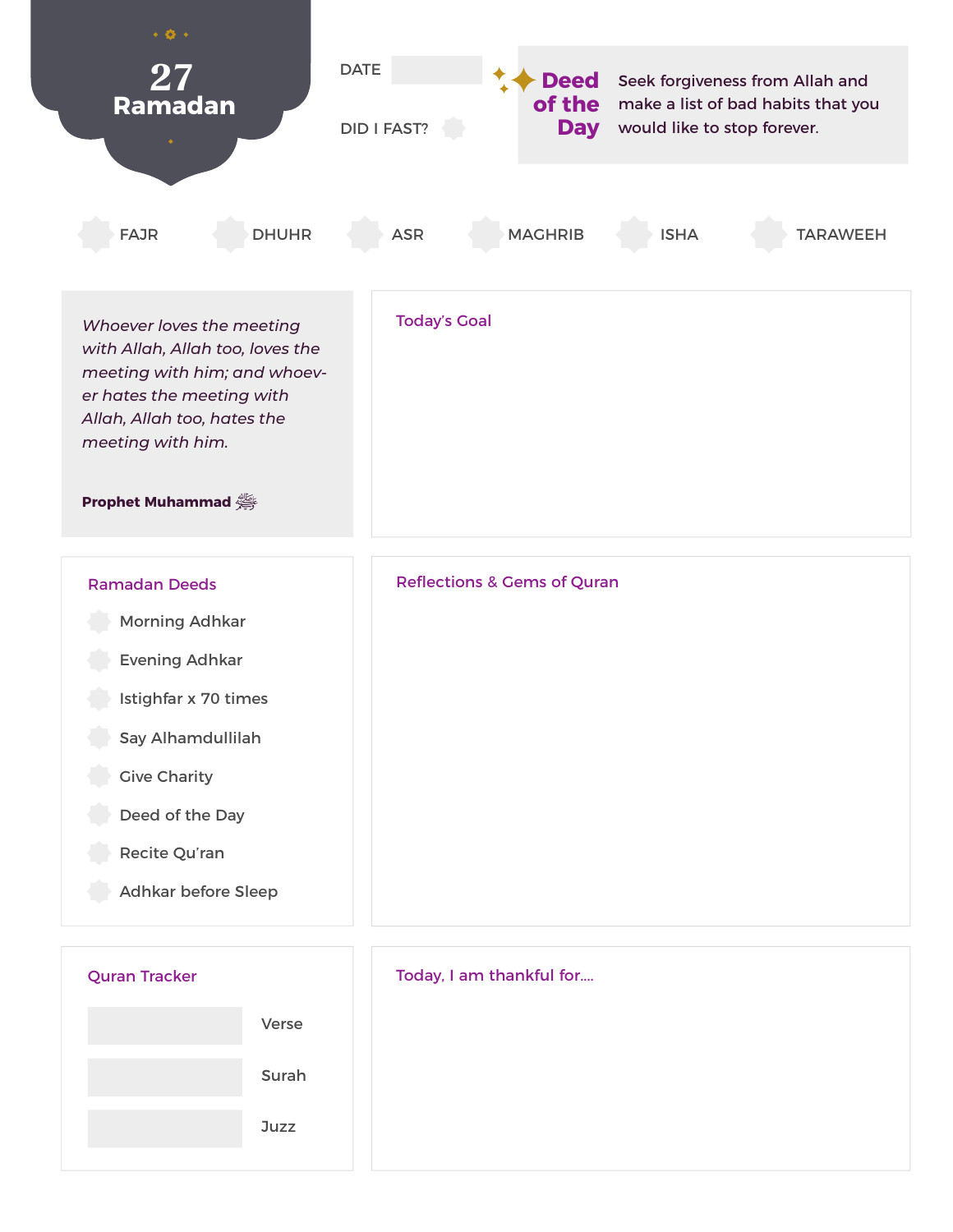# 27 Ramadan

DATE

DID I FAST?

**Deed of the Day**

Seek forgiveness from Allah and make a list of bad habits that you would like to stop forever.

FAJR | DHUHR | ASR | MAGHRIB | ISHA | TARAWEEH

*Whoever loves the meeting with Allah, Allah too, loves the meeting with him; and whoever hates the meeting with Allah, Allah too, hates the meeting with him.*

**Prophet Muhammad ﷺ**

## Today's Goal

## Ramadan Deeds

- Morning Adhkar
- Evening Adhkar
- Istighfar x 70 times
- Say Alhamdullilah
- Give Charity
- Deed of the Day
- Recite Qu'ran
- Adhkar before Sleep

## Reflections & Gems of Quran

## Quran Tracker

Verse

Surah

Juzz

## Today, I am thankful for....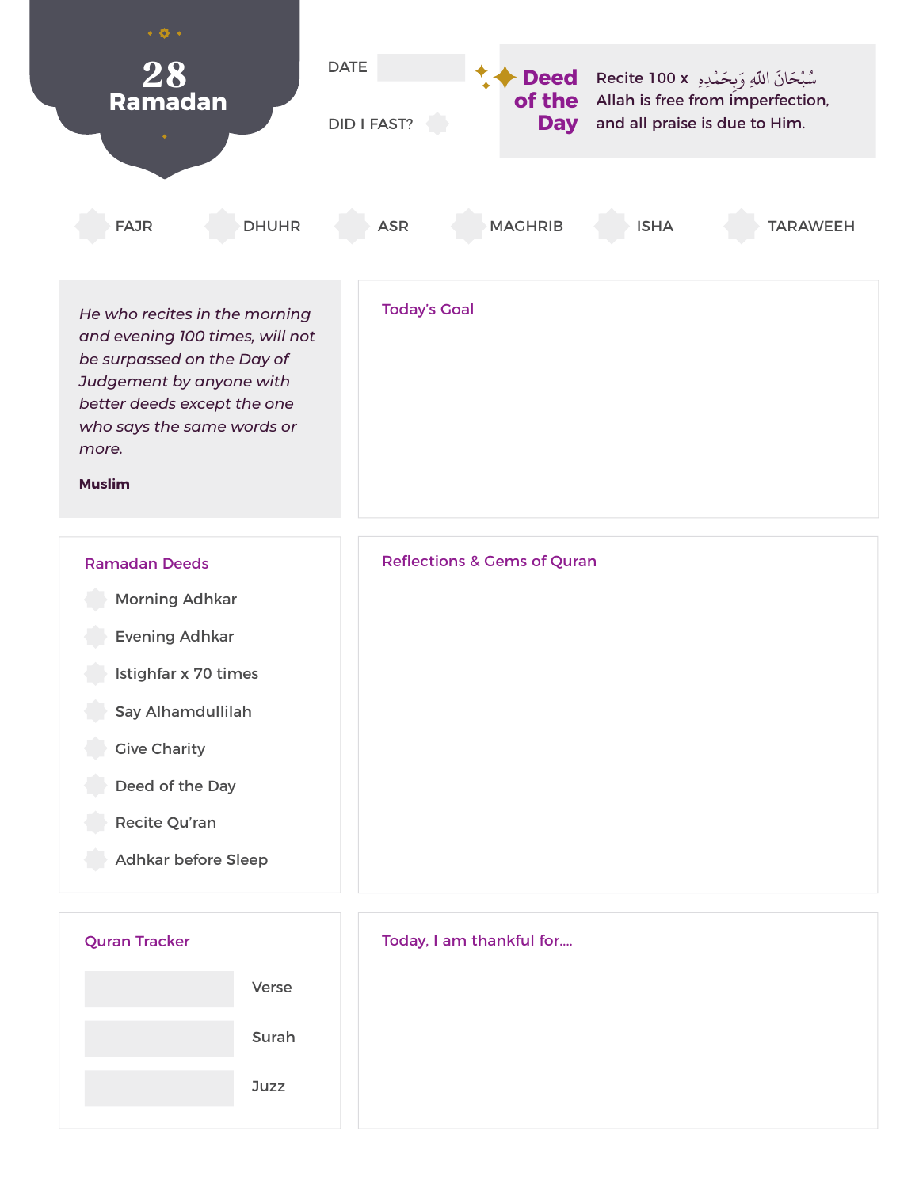# 28 Ramadan

DATE

DID I FAST?

**Deed of the Day**

Recite 100 x سُبْحَانَ اللهِ وَبِحَمْدِهِ
Allah is free from imperfection, and all praise is due to Him.

FAJR DHUHR ASR MAGHRIB ISHA TARAWEEH

*He who recites in the morning and evening 100 times, will not be surpassed on the Day of Judgement by anyone with better deeds except the one who says the same words or more.*

**Muslim**

## Today's Goal

## Ramadan Deeds

- Morning Adhkar
- Evening Adhkar
- Istighfar x 70 times
- Say Alhamdullilah
- Give Charity
- Deed of the Day
- Recite Qu'ran
- Adhkar before Sleep

## Reflections & Gems of Quran

## Quran Tracker

Verse

Surah

Juzz

## Today, I am thankful for....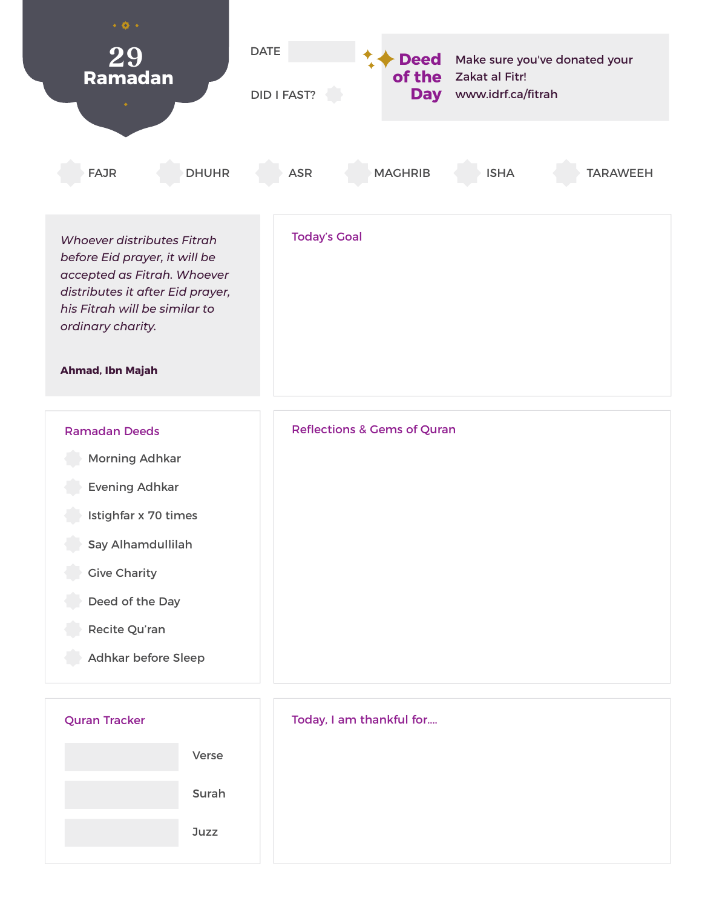# 29 Ramadan

DATE

DID I FAST?

**Deed of the Day**

Make sure you've donated your Zakat al Fitr! www.idrf.ca/fitrah

- FAJR
- DHUHR
- ASR
- MAGHRIB
- ISHA
- TARAWEEH

*Whoever distributes Fitrah before Eid prayer, it will be accepted as Fitrah. Whoever distributes it after Eid prayer, his Fitrah will be similar to ordinary charity.*

**Ahmad, Ibn Majah**

## Today's Goal

## Ramadan Deeds

- Morning Adhkar
- Evening Adhkar
- Istighfar x 70 times
- Say Alhamdullilah
- Give Charity
- Deed of the Day
- Recite Qu'ran
- Adhkar before Sleep

## Reflections & Gems of Quran

## Quran Tracker

Verse

Surah

Juzz

## Today, I am thankful for....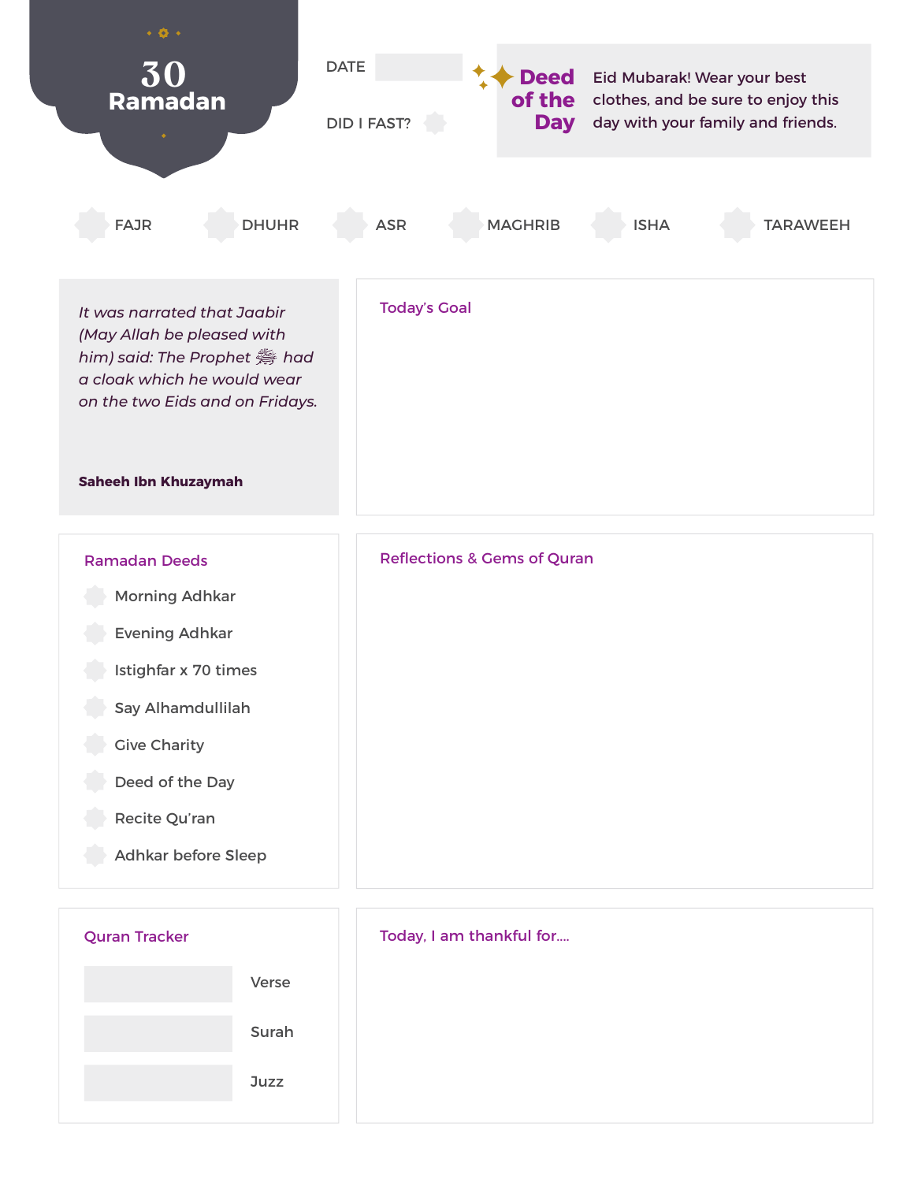# 30 Ramadan

DATE

DID I FAST?

**Deed of the Day**

Eid Mubarak! Wear your best clothes, and be sure to enjoy this day with your family and friends.

FAJR　DHUHR　ASR　MAGHRIB　ISHA　TARAWEEH

*It was narrated that Jaabir (May Allah be pleased with him) said: The Prophet ﷺ had a cloak which he would wear on the two Eids and on Fridays.*

**Saheeh Ibn Khuzaymah**

## Today's Goal

## Ramadan Deeds

- Morning Adhkar
- Evening Adhkar
- Istighfar x 70 times
- Say Alhamdullilah
- Give Charity
- Deed of the Day
- Recite Qu'ran
- Adhkar before Sleep

## Reflections & Gems of Quran

## Quran Tracker

Verse

Surah

Juzz

## Today, I am thankful for....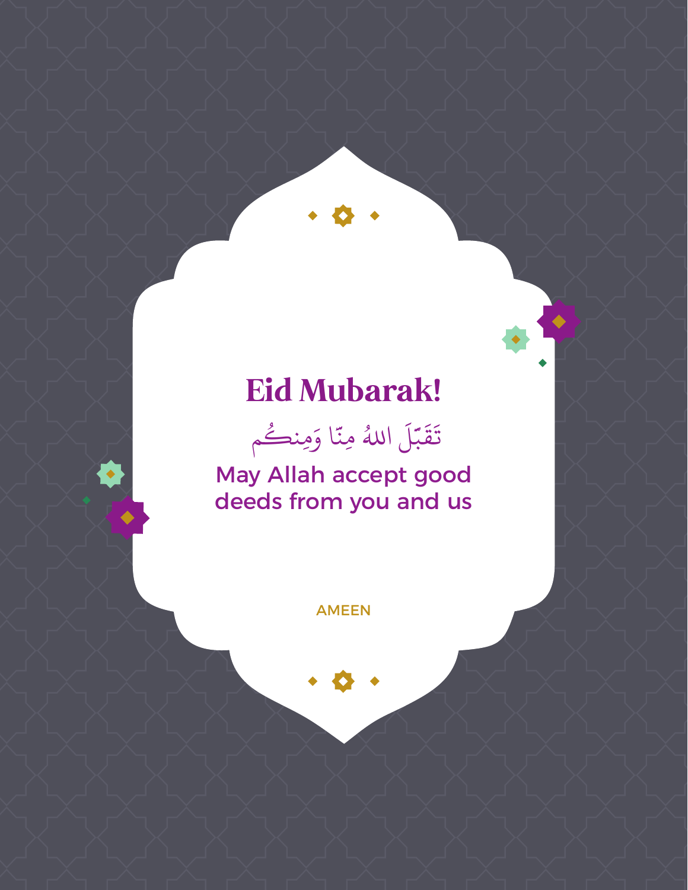# Eid Mubarak!

تَقَبَّلَ اللهُ مِنّا وَمِنكُم

May Allah accept good deeds from you and us

AMEEN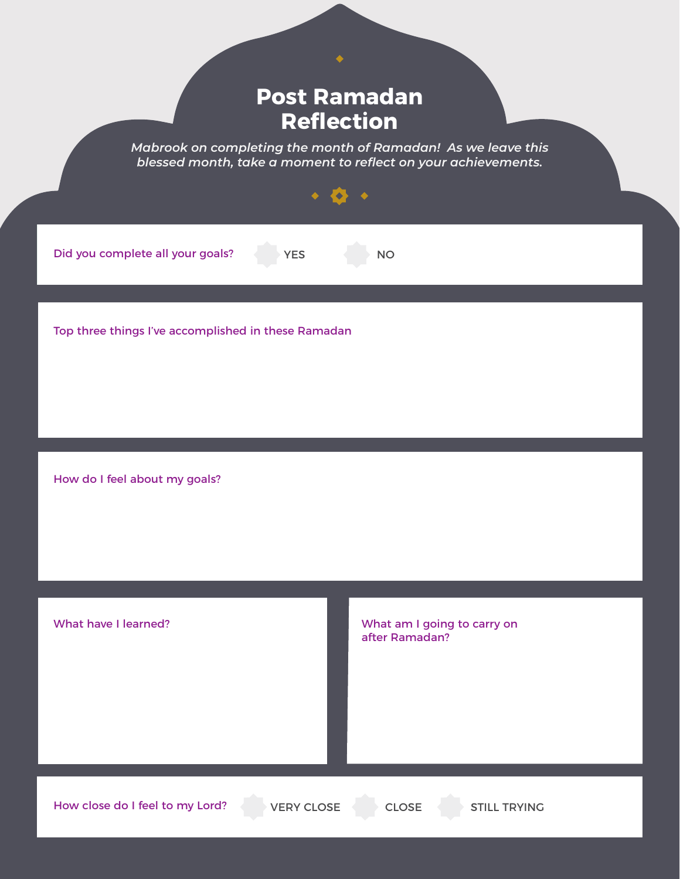# Post Ramadan Reflection

*Mabrook on completing the month of Ramadan! As we leave this blessed month, take a moment to reflect on your achievements.*

Did you complete all your goals? YES NO

Top three things I've accomplished in these Ramadan

How do I feel about my goals?

What have I learned?

What am I going to carry on after Ramadan?

How close do I feel to my Lord? VERY CLOSE CLOSE STILL TRYING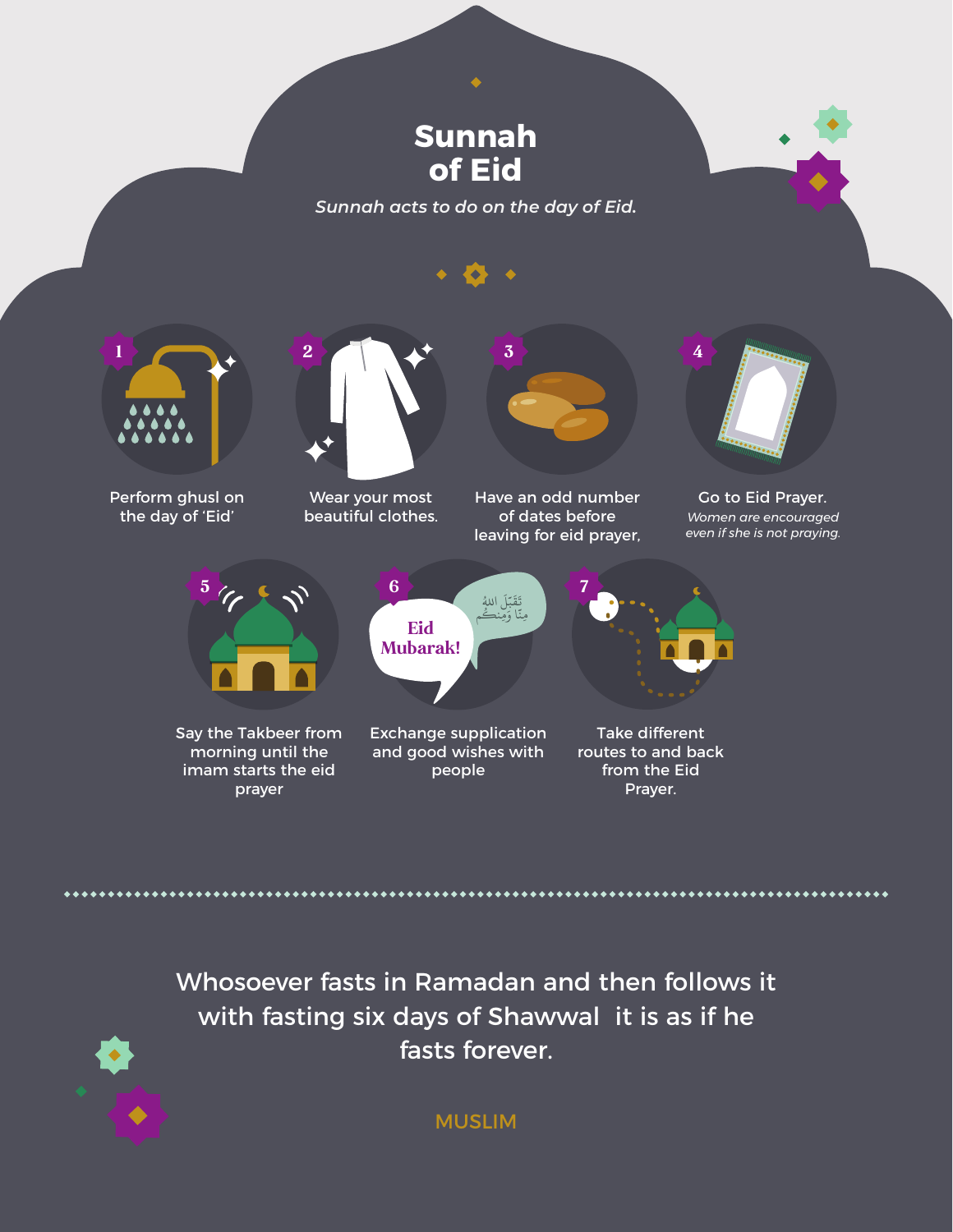# Sunnah of Eid

*Sunnah acts to do on the day of Eid.*

1. Perform ghusl on the day of 'Eid'
2. Wear your most beautiful clothes.
3. Have an odd number of dates before leaving for eid prayer,
4. Go to Eid Prayer. *Women are encouraged even if she is not praying.*
5. Say the Takbeer from morning until the imam starts the eid prayer
6. Exchange supplication and good wishes with people
7. Take different routes to and back from the Eid Prayer.

Eid Mubarak!

تَقَبَّلَ اللهُ مِنَّا وَمِنكُم

---

Whosoever fasts in Ramadan and then follows it with fasting six days of Shawwal it is as if he fasts forever.

MUSLIM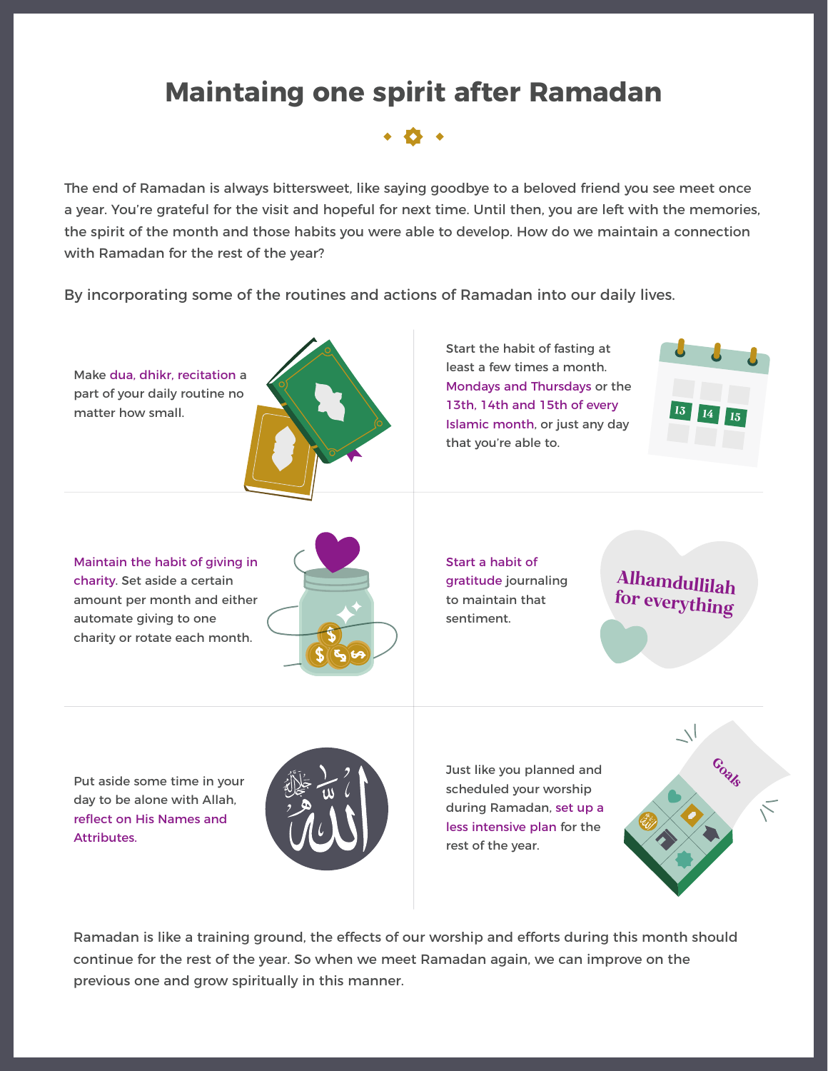# Maintaing one spirit after Ramadan

The end of Ramadan is always bittersweet, like saying goodbye to a beloved friend you see meet once a year. You're grateful for the visit and hopeful for next time. Until then, you are left with the memories, the spirit of the month and those habits you were able to develop. How do we maintain a connection with Ramadan for the rest of the year?

By incorporating some of the routines and actions of Ramadan into our daily lives.

Make dua, dhikr, recitation a part of your daily routine no matter how small.

Start the habit of fasting at least a few times a month. Mondays and Thursdays or the 13th, 14th and 15th of every Islamic month, or just any day that you're able to.

Maintain the habit of giving in charity. Set aside a certain amount per month and either automate giving to one charity or rotate each month.

Start a habit of gratitude journaling to maintain that sentiment.

Alhamdullilah for everything

Put aside some time in your day to be alone with Allah, reflect on His Names and Attributes.

Just like you planned and scheduled your worship during Ramadan, set up a less intensive plan for the rest of the year.

Ramadan is like a training ground, the effects of our worship and efforts during this month should continue for the rest of the year. So when we meet Ramadan again, we can improve on the previous one and grow spiritually in this manner.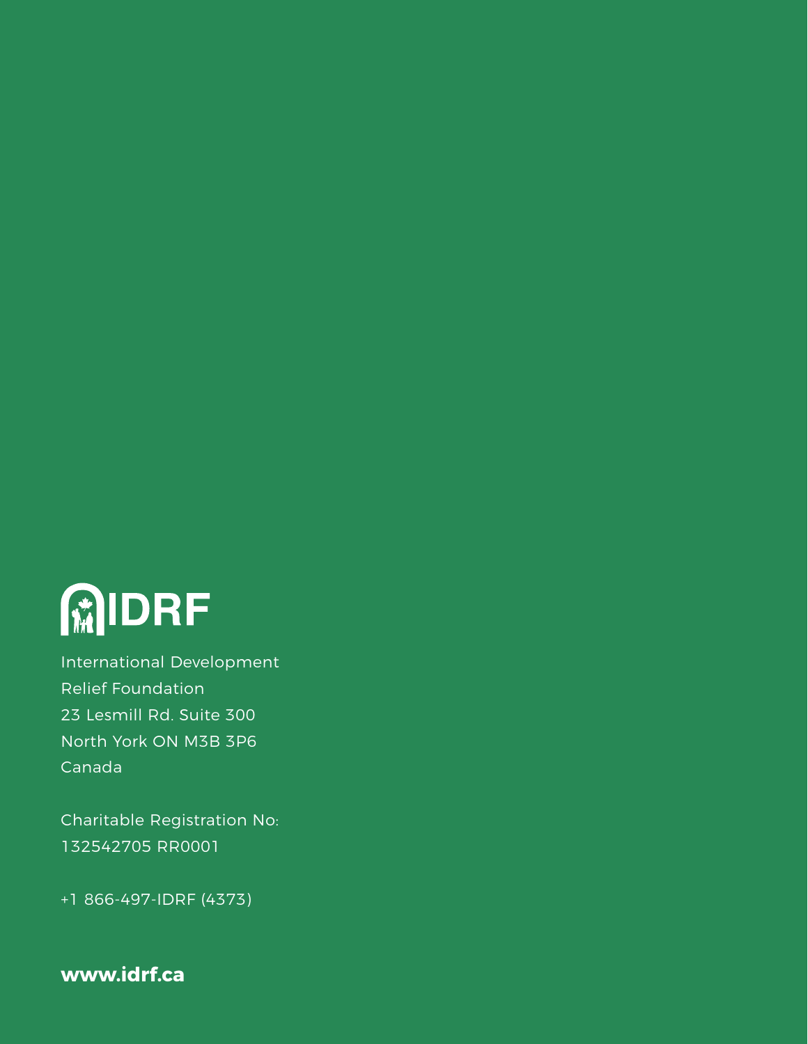IDRF

International Development
Relief Foundation
23 Lesmill Rd. Suite 300
North York ON M3B 3P6
Canada

Charitable Registration No:
132542705 RR0001

+1 866-497-IDRF (4373)

**www.idrf.ca**